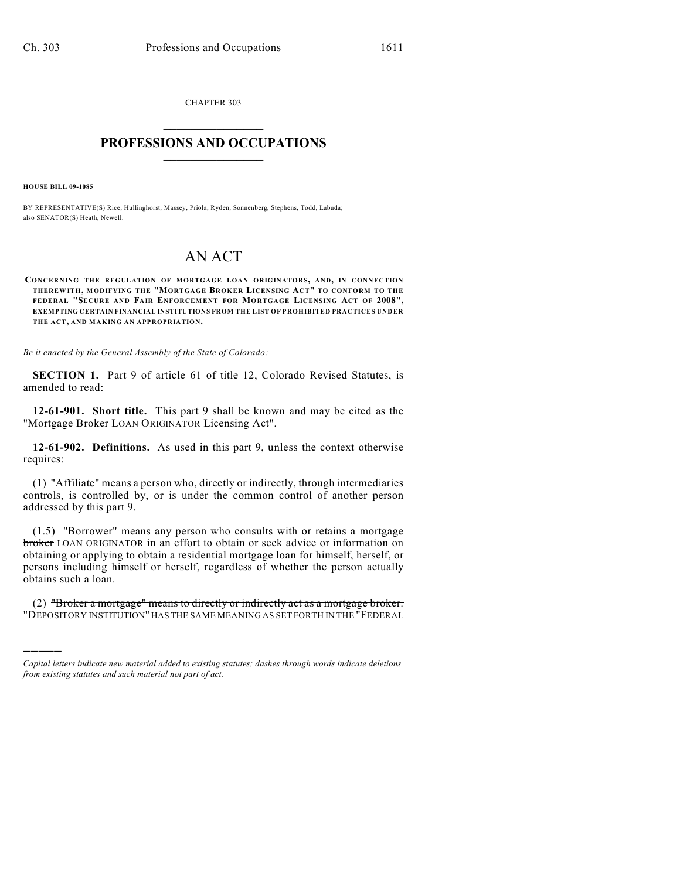CHAPTER 303

## PROFESSIONS AND OCCUPATIONS

**HOUSE BILL 09-1085**

BY REPRESENTATIVE(S) Rice, Hullinghorst, Massey, Priola, Ryden, Sonnenberg, Stephens, Todd, Labuda; also SENATOR(S) Heath, Newell.

# AN ACT

**CONCERNING THE REGULATION OF MORTGAGE LOAN ORIGINATORS, AND, IN CONNECTION THEREWITH, MODIFYING THE "MORTGAGE BROKER LICENSING ACT" TO CONFORM TO THE FEDERAL "SECURE AND FAIR ENFORCEMENT FOR MORTGAGE LICENSING ACT OF 2008", EXEMPTING CERTAIN FINANCIAL INSTITUTIONS FROM THE LIST OF PROHIBITED PRACTICES UNDER THE ACT, AND MAKING AN APPROPRIATION.**

*Be it enacted by the General Assembly of the State of Colorado:*

**SECTION 1.** Part 9 of article 61 of title 12, Colorado Revised Statutes, is amended to read:

**12-61-901. Short title.** This part 9 shall be known and may be cited as the "Mortgage ~~Broker~~ LOAN ORIGINATOR Licensing Act".

**12-61-902. Definitions.** As used in this part 9, unless the context otherwise requires:

(1) "Affiliate" means a person who, directly or indirectly, through intermediaries controls, is controlled by, or is under the common control of another person addressed by this part 9.

(1.5) "Borrower" means any person who consults with or retains a mortgage ~~broker~~ LOAN ORIGINATOR in an effort to obtain or seek advice or information on obtaining or applying to obtain a residential mortgage loan for himself, herself, or persons including himself or herself, regardless of whether the person actually obtains such a loan.

(2) ~~"Broker a mortgage" means to directly or indirectly act as a mortgage broker.~~ "DEPOSITORY INSTITUTION" HAS THE SAME MEANING AS SET FORTH IN THE "FEDERAL

---

*Capital letters indicate new material added to existing statutes; dashes through words indicate deletions from existing statutes and such material not part of act.*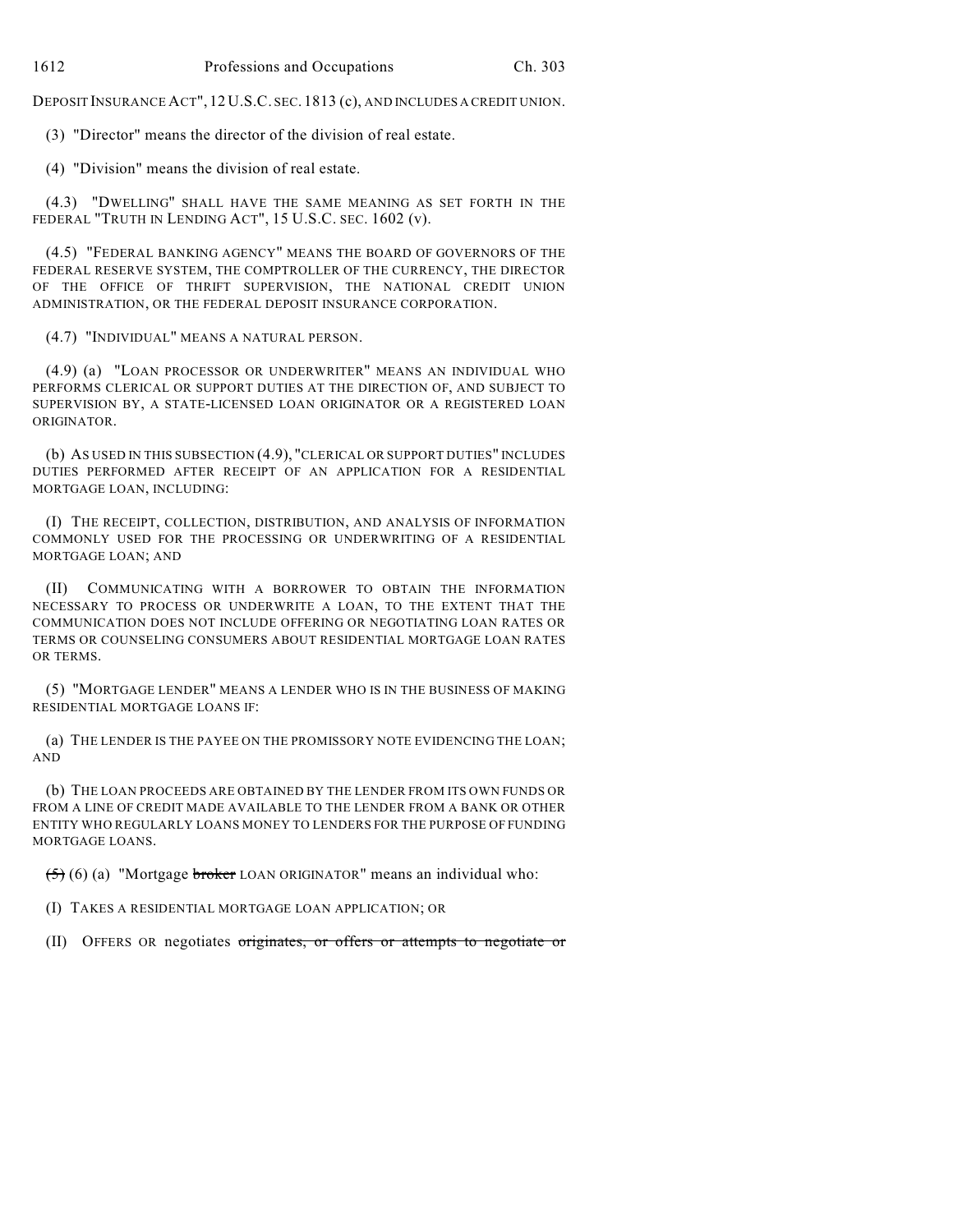DEPOSIT INSURANCE ACT", 12 U.S.C. SEC. 1813 (c), AND INCLUDES A CREDIT UNION.

(3) "Director" means the director of the division of real estate.

(4) "Division" means the division of real estate.

(4.3) "DWELLING" SHALL HAVE THE SAME MEANING AS SET FORTH IN THE FEDERAL "TRUTH IN LENDING ACT", 15 U.S.C. SEC. 1602 (v).

(4.5) "FEDERAL BANKING AGENCY" MEANS THE BOARD OF GOVERNORS OF THE FEDERAL RESERVE SYSTEM, THE COMPTROLLER OF THE CURRENCY, THE DIRECTOR OF THE OFFICE OF THRIFT SUPERVISION, THE NATIONAL CREDIT UNION ADMINISTRATION, OR THE FEDERAL DEPOSIT INSURANCE CORPORATION.

(4.7) "INDIVIDUAL" MEANS A NATURAL PERSON.

(4.9) (a) "LOAN PROCESSOR OR UNDERWRITER" MEANS AN INDIVIDUAL WHO PERFORMS CLERICAL OR SUPPORT DUTIES AT THE DIRECTION OF, AND SUBJECT TO SUPERVISION BY, A STATE-LICENSED LOAN ORIGINATOR OR A REGISTERED LOAN ORIGINATOR.

(b) AS USED IN THIS SUBSECTION (4.9), "CLERICAL OR SUPPORT DUTIES" INCLUDES DUTIES PERFORMED AFTER RECEIPT OF AN APPLICATION FOR A RESIDENTIAL MORTGAGE LOAN, INCLUDING:

(I) THE RECEIPT, COLLECTION, DISTRIBUTION, AND ANALYSIS OF INFORMATION COMMONLY USED FOR THE PROCESSING OR UNDERWRITING OF A RESIDENTIAL MORTGAGE LOAN; AND

(II) COMMUNICATING WITH A BORROWER TO OBTAIN THE INFORMATION NECESSARY TO PROCESS OR UNDERWRITE A LOAN, TO THE EXTENT THAT THE COMMUNICATION DOES NOT INCLUDE OFFERING OR NEGOTIATING LOAN RATES OR TERMS OR COUNSELING CONSUMERS ABOUT RESIDENTIAL MORTGAGE LOAN RATES OR TERMS.

(5) "MORTGAGE LENDER" MEANS A LENDER WHO IS IN THE BUSINESS OF MAKING RESIDENTIAL MORTGAGE LOANS IF:

(a) THE LENDER IS THE PAYEE ON THE PROMISSORY NOTE EVIDENCING THE LOAN; AND

(b) THE LOAN PROCEEDS ARE OBTAINED BY THE LENDER FROM ITS OWN FUNDS OR FROM A LINE OF CREDIT MADE AVAILABLE TO THE LENDER FROM A BANK OR OTHER ENTITY WHO REGULARLY LOANS MONEY TO LENDERS FOR THE PURPOSE OF FUNDING MORTGAGE LOANS.

~~(5)~~ (6) (a) "Mortgage ~~broker~~ LOAN ORIGINATOR" means an individual who:

(I) TAKES A RESIDENTIAL MORTGAGE LOAN APPLICATION; OR

(II) OFFERS OR negotiates ~~originates, or offers or attempts to negotiate or~~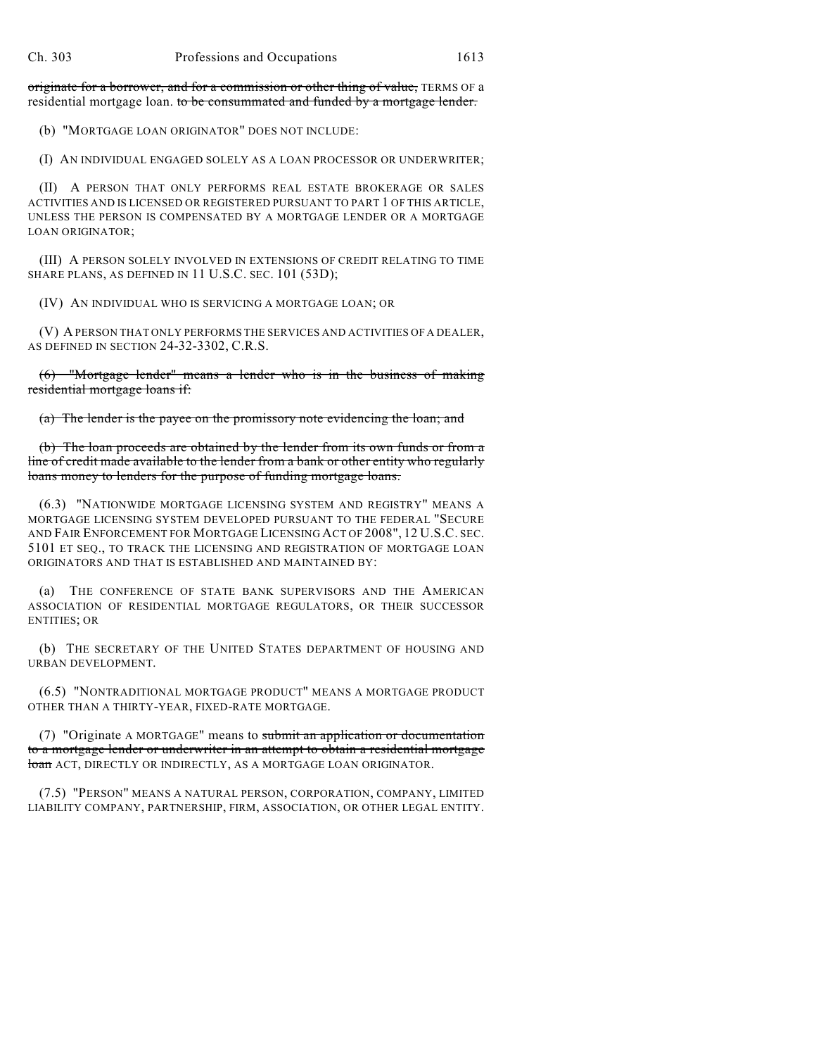~~originate for a borrower, and for a commission or other thing of value,~~ TERMS OF a residential mortgage loan. ~~to be consummated and funded by a mortgage lender.~~

(b) "MORTGAGE LOAN ORIGINATOR" DOES NOT INCLUDE:

(I) AN INDIVIDUAL ENGAGED SOLELY AS A LOAN PROCESSOR OR UNDERWRITER;

(II) A PERSON THAT ONLY PERFORMS REAL ESTATE BROKERAGE OR SALES ACTIVITIES AND IS LICENSED OR REGISTERED PURSUANT TO PART 1 OF THIS ARTICLE, UNLESS THE PERSON IS COMPENSATED BY A MORTGAGE LENDER OR A MORTGAGE LOAN ORIGINATOR;

(III) A PERSON SOLELY INVOLVED IN EXTENSIONS OF CREDIT RELATING TO TIME SHARE PLANS, AS DEFINED IN 11 U.S.C. SEC. 101 (53D);

(IV) AN INDIVIDUAL WHO IS SERVICING A MORTGAGE LOAN; OR

(V) A PERSON THAT ONLY PERFORMS THE SERVICES AND ACTIVITIES OF A DEALER, AS DEFINED IN SECTION 24-32-3302, C.R.S.

~~(6) "Mortgage lender" means a lender who is in the business of making residential mortgage loans if:~~

~~(a) The lender is the payee on the promissory note evidencing the loan; and~~

~~(b) The loan proceeds are obtained by the lender from its own funds or from a line of credit made available to the lender from a bank or other entity who regularly loans money to lenders for the purpose of funding mortgage loans.~~

(6.3) "NATIONWIDE MORTGAGE LICENSING SYSTEM AND REGISTRY" MEANS A MORTGAGE LICENSING SYSTEM DEVELOPED PURSUANT TO THE FEDERAL "SECURE AND FAIR ENFORCEMENT FOR MORTGAGE LICENSING ACT OF 2008", 12 U.S.C. SEC. 5101 ET SEQ., TO TRACK THE LICENSING AND REGISTRATION OF MORTGAGE LOAN ORIGINATORS AND THAT IS ESTABLISHED AND MAINTAINED BY:

(a) THE CONFERENCE OF STATE BANK SUPERVISORS AND THE AMERICAN ASSOCIATION OF RESIDENTIAL MORTGAGE REGULATORS, OR THEIR SUCCESSOR ENTITIES; OR

(b) THE SECRETARY OF THE UNITED STATES DEPARTMENT OF HOUSING AND URBAN DEVELOPMENT.

(6.5) "NONTRADITIONAL MORTGAGE PRODUCT" MEANS A MORTGAGE PRODUCT OTHER THAN A THIRTY-YEAR, FIXED-RATE MORTGAGE.

(7) "Originate A MORTGAGE" means to ~~submit an application or documentation to a mortgage lender or underwriter in an attempt to obtain a residential mortgage loan~~ ACT, DIRECTLY OR INDIRECTLY, AS A MORTGAGE LOAN ORIGINATOR.

(7.5) "PERSON" MEANS A NATURAL PERSON, CORPORATION, COMPANY, LIMITED LIABILITY COMPANY, PARTNERSHIP, FIRM, ASSOCIATION, OR OTHER LEGAL ENTITY.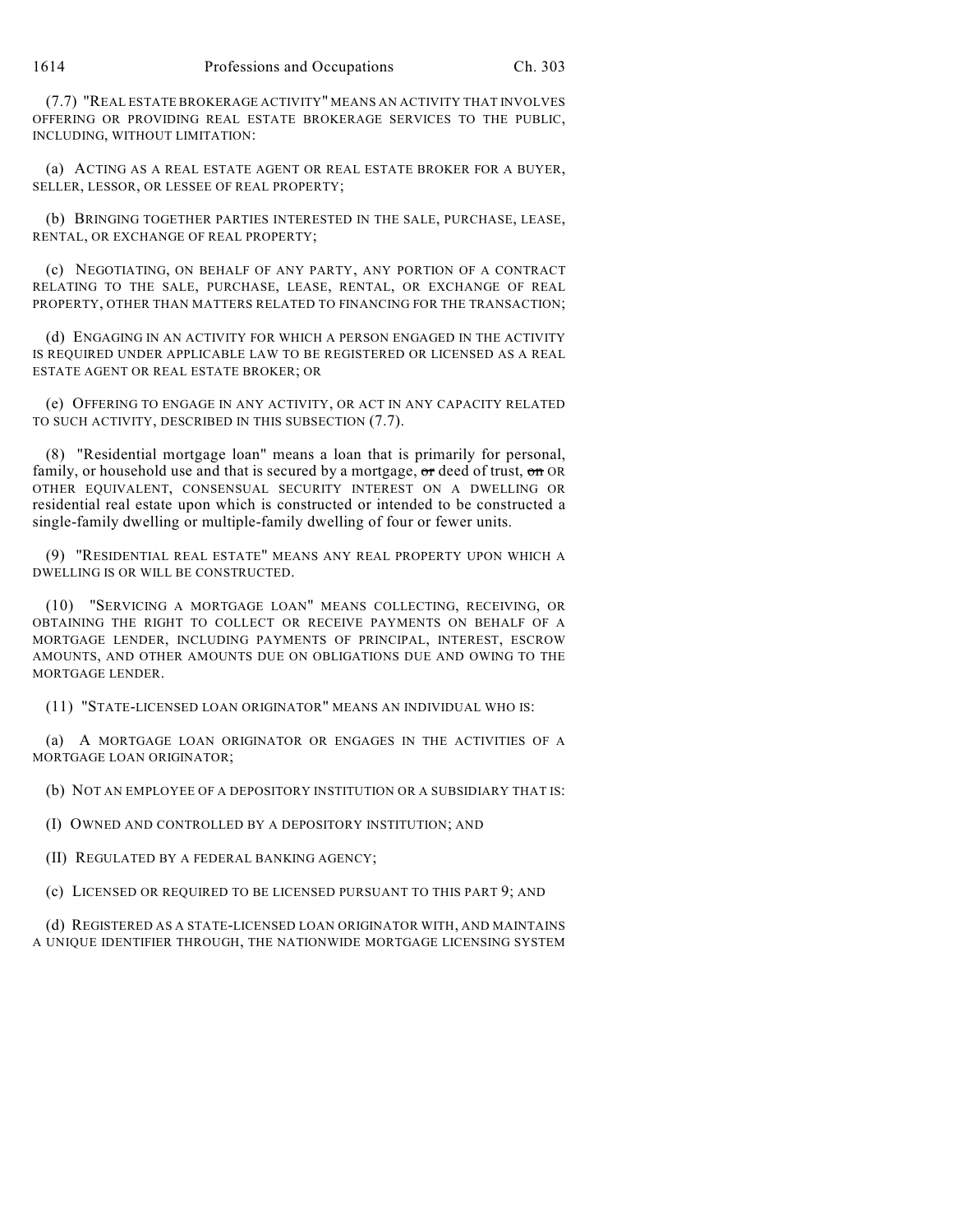(7.7) "REAL ESTATE BROKERAGE ACTIVITY" MEANS AN ACTIVITY THAT INVOLVES OFFERING OR PROVIDING REAL ESTATE BROKERAGE SERVICES TO THE PUBLIC, INCLUDING, WITHOUT LIMITATION:

(a) ACTING AS A REAL ESTATE AGENT OR REAL ESTATE BROKER FOR A BUYER, SELLER, LESSOR, OR LESSEE OF REAL PROPERTY;

(b) BRINGING TOGETHER PARTIES INTERESTED IN THE SALE, PURCHASE, LEASE, RENTAL, OR EXCHANGE OF REAL PROPERTY;

(c) NEGOTIATING, ON BEHALF OF ANY PARTY, ANY PORTION OF A CONTRACT RELATING TO THE SALE, PURCHASE, LEASE, RENTAL, OR EXCHANGE OF REAL PROPERTY, OTHER THAN MATTERS RELATED TO FINANCING FOR THE TRANSACTION;

(d) ENGAGING IN AN ACTIVITY FOR WHICH A PERSON ENGAGED IN THE ACTIVITY IS REQUIRED UNDER APPLICABLE LAW TO BE REGISTERED OR LICENSED AS A REAL ESTATE AGENT OR REAL ESTATE BROKER; OR

(e) OFFERING TO ENGAGE IN ANY ACTIVITY, OR ACT IN ANY CAPACITY RELATED TO SUCH ACTIVITY, DESCRIBED IN THIS SUBSECTION (7.7).

(8) "Residential mortgage loan" means a loan that is primarily for personal, family, or household use and that is secured by a mortgage, ~~or~~ deed of trust, ~~on~~ OR OTHER EQUIVALENT, CONSENSUAL SECURITY INTEREST ON A DWELLING OR residential real estate upon which is constructed or intended to be constructed a single-family dwelling or multiple-family dwelling of four or fewer units.

(9) "RESIDENTIAL REAL ESTATE" MEANS ANY REAL PROPERTY UPON WHICH A DWELLING IS OR WILL BE CONSTRUCTED.

(10) "SERVICING A MORTGAGE LOAN" MEANS COLLECTING, RECEIVING, OR OBTAINING THE RIGHT TO COLLECT OR RECEIVE PAYMENTS ON BEHALF OF A MORTGAGE LENDER, INCLUDING PAYMENTS OF PRINCIPAL, INTEREST, ESCROW AMOUNTS, AND OTHER AMOUNTS DUE ON OBLIGATIONS DUE AND OWING TO THE MORTGAGE LENDER.

(11) "STATE-LICENSED LOAN ORIGINATOR" MEANS AN INDIVIDUAL WHO IS:

(a) A MORTGAGE LOAN ORIGINATOR OR ENGAGES IN THE ACTIVITIES OF A MORTGAGE LOAN ORIGINATOR;

(b) NOT AN EMPLOYEE OF A DEPOSITORY INSTITUTION OR A SUBSIDIARY THAT IS:

(I) OWNED AND CONTROLLED BY A DEPOSITORY INSTITUTION; AND

(II) REGULATED BY A FEDERAL BANKING AGENCY;

(c) LICENSED OR REQUIRED TO BE LICENSED PURSUANT TO THIS PART 9; AND

(d) REGISTERED AS A STATE-LICENSED LOAN ORIGINATOR WITH, AND MAINTAINS A UNIQUE IDENTIFIER THROUGH, THE NATIONWIDE MORTGAGE LICENSING SYSTEM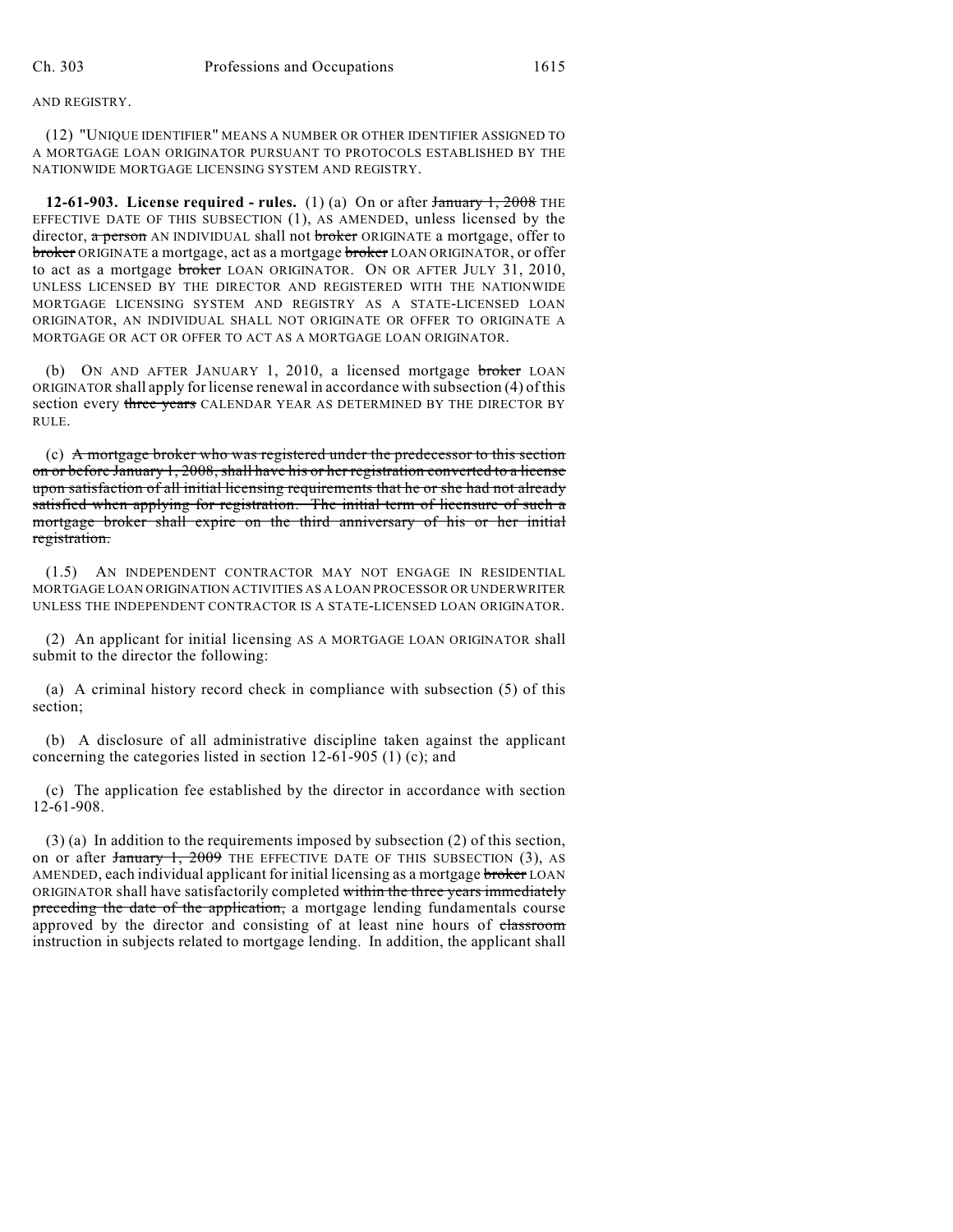AND REGISTRY.

(12) "UNIQUE IDENTIFIER" MEANS A NUMBER OR OTHER IDENTIFIER ASSIGNED TO A MORTGAGE LOAN ORIGINATOR PURSUANT TO PROTOCOLS ESTABLISHED BY THE NATIONWIDE MORTGAGE LICENSING SYSTEM AND REGISTRY.

**12-61-903. License required - rules.** (1) (a) On or after ~~January 1, 2008~~ THE EFFECTIVE DATE OF THIS SUBSECTION (1), AS AMENDED, unless licensed by the director, ~~a person~~ AN INDIVIDUAL shall not ~~broker~~ ORIGINATE a mortgage, offer to ~~broker~~ ORIGINATE a mortgage, act as a mortgage ~~broker~~ LOAN ORIGINATOR, or offer to act as a mortgage ~~broker~~ LOAN ORIGINATOR. ON OR AFTER JULY 31, 2010, UNLESS LICENSED BY THE DIRECTOR AND REGISTERED WITH THE NATIONWIDE MORTGAGE LICENSING SYSTEM AND REGISTRY AS A STATE-LICENSED LOAN ORIGINATOR, AN INDIVIDUAL SHALL NOT ORIGINATE OR OFFER TO ORIGINATE A MORTGAGE OR ACT OR OFFER TO ACT AS A MORTGAGE LOAN ORIGINATOR.

(b) ON AND AFTER JANUARY 1, 2010, a licensed mortgage ~~broker~~ LOAN ORIGINATOR shall apply for license renewal in accordance with subsection (4) of this section every ~~three years~~ CALENDAR YEAR AS DETERMINED BY THE DIRECTOR BY RULE.

(c) ~~A mortgage broker who was registered under the predecessor to this section on or before January 1, 2008, shall have his or her registration converted to a license upon satisfaction of all initial licensing requirements that he or she had not already satisfied when applying for registration. The initial term of licensure of such a mortgage broker shall expire on the third anniversary of his or her initial registration.~~

(1.5) AN INDEPENDENT CONTRACTOR MAY NOT ENGAGE IN RESIDENTIAL MORTGAGE LOAN ORIGINATION ACTIVITIES AS A LOAN PROCESSOR OR UNDERWRITER UNLESS THE INDEPENDENT CONTRACTOR IS A STATE-LICENSED LOAN ORIGINATOR.

(2) An applicant for initial licensing AS A MORTGAGE LOAN ORIGINATOR shall submit to the director the following:

(a) A criminal history record check in compliance with subsection (5) of this section;

(b) A disclosure of all administrative discipline taken against the applicant concerning the categories listed in section 12-61-905 (1) (c); and

(c) The application fee established by the director in accordance with section 12-61-908.

(3) (a) In addition to the requirements imposed by subsection (2) of this section, on or after ~~January 1, 2009~~ THE EFFECTIVE DATE OF THIS SUBSECTION (3), AS AMENDED, each individual applicant for initial licensing as a mortgage ~~broker~~ LOAN ORIGINATOR shall have satisfactorily completed ~~within the three years immediately preceding the date of the application,~~ a mortgage lending fundamentals course approved by the director and consisting of at least nine hours of ~~classroom~~ instruction in subjects related to mortgage lending. In addition, the applicant shall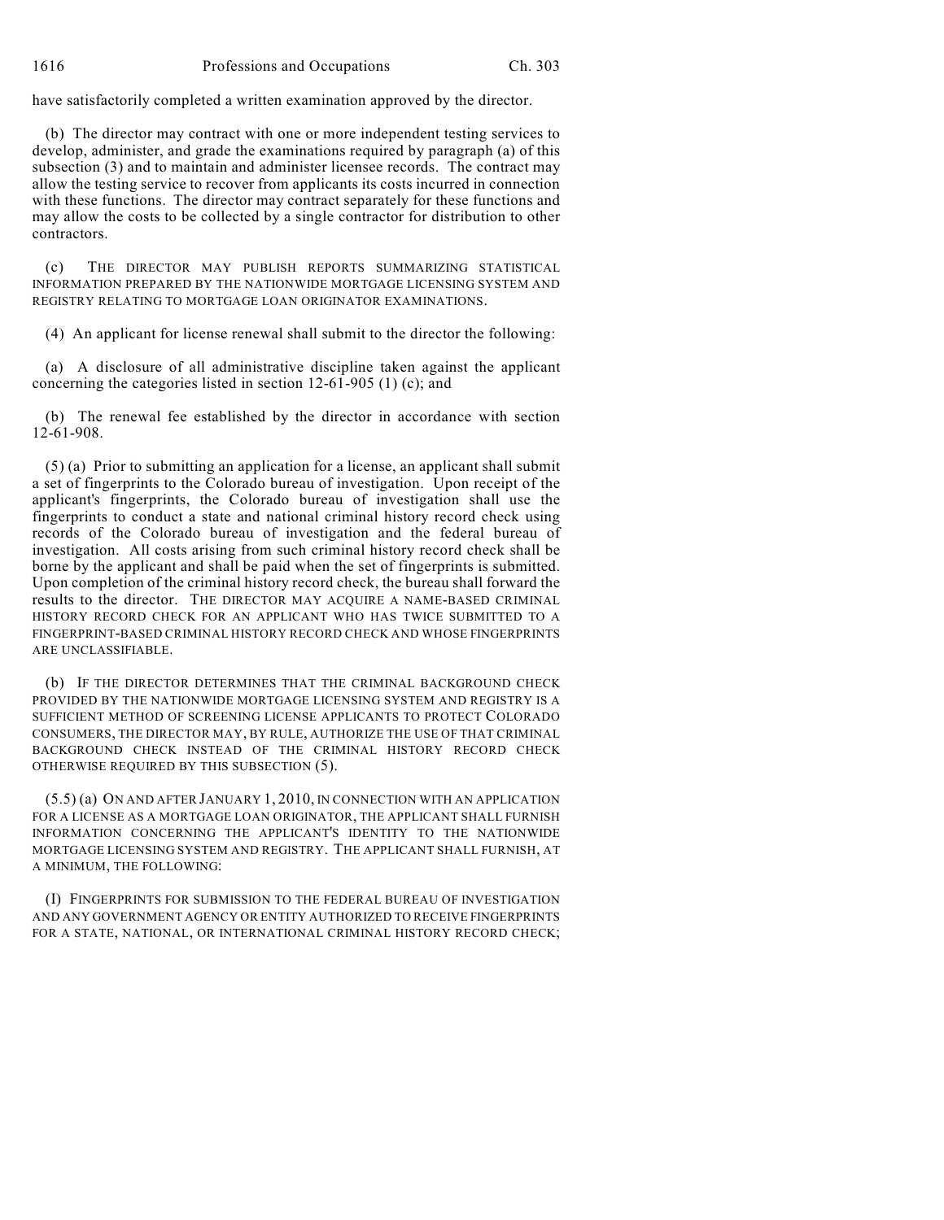have satisfactorily completed a written examination approved by the director.

(b) The director may contract with one or more independent testing services to develop, administer, and grade the examinations required by paragraph (a) of this subsection (3) and to maintain and administer licensee records. The contract may allow the testing service to recover from applicants its costs incurred in connection with these functions. The director may contract separately for these functions and may allow the costs to be collected by a single contractor for distribution to other contractors.

(c) THE DIRECTOR MAY PUBLISH REPORTS SUMMARIZING STATISTICAL INFORMATION PREPARED BY THE NATIONWIDE MORTGAGE LICENSING SYSTEM AND REGISTRY RELATING TO MORTGAGE LOAN ORIGINATOR EXAMINATIONS.

(4) An applicant for license renewal shall submit to the director the following:

(a) A disclosure of all administrative discipline taken against the applicant concerning the categories listed in section 12-61-905 (1) (c); and

(b) The renewal fee established by the director in accordance with section 12-61-908.

(5) (a) Prior to submitting an application for a license, an applicant shall submit a set of fingerprints to the Colorado bureau of investigation. Upon receipt of the applicant's fingerprints, the Colorado bureau of investigation shall use the fingerprints to conduct a state and national criminal history record check using records of the Colorado bureau of investigation and the federal bureau of investigation. All costs arising from such criminal history record check shall be borne by the applicant and shall be paid when the set of fingerprints is submitted. Upon completion of the criminal history record check, the bureau shall forward the results to the director. THE DIRECTOR MAY ACQUIRE A NAME-BASED CRIMINAL HISTORY RECORD CHECK FOR AN APPLICANT WHO HAS TWICE SUBMITTED TO A FINGERPRINT-BASED CRIMINAL HISTORY RECORD CHECK AND WHOSE FINGERPRINTS ARE UNCLASSIFIABLE.

(b) IF THE DIRECTOR DETERMINES THAT THE CRIMINAL BACKGROUND CHECK PROVIDED BY THE NATIONWIDE MORTGAGE LICENSING SYSTEM AND REGISTRY IS A SUFFICIENT METHOD OF SCREENING LICENSE APPLICANTS TO PROTECT COLORADO CONSUMERS, THE DIRECTOR MAY, BY RULE, AUTHORIZE THE USE OF THAT CRIMINAL BACKGROUND CHECK INSTEAD OF THE CRIMINAL HISTORY RECORD CHECK OTHERWISE REQUIRED BY THIS SUBSECTION (5).

(5.5) (a) ON AND AFTER JANUARY 1, 2010, IN CONNECTION WITH AN APPLICATION FOR A LICENSE AS A MORTGAGE LOAN ORIGINATOR, THE APPLICANT SHALL FURNISH INFORMATION CONCERNING THE APPLICANT'S IDENTITY TO THE NATIONWIDE MORTGAGE LICENSING SYSTEM AND REGISTRY. THE APPLICANT SHALL FURNISH, AT A MINIMUM, THE FOLLOWING:

(I) FINGERPRINTS FOR SUBMISSION TO THE FEDERAL BUREAU OF INVESTIGATION AND ANY GOVERNMENT AGENCY OR ENTITY AUTHORIZED TO RECEIVE FINGERPRINTS FOR A STATE, NATIONAL, OR INTERNATIONAL CRIMINAL HISTORY RECORD CHECK;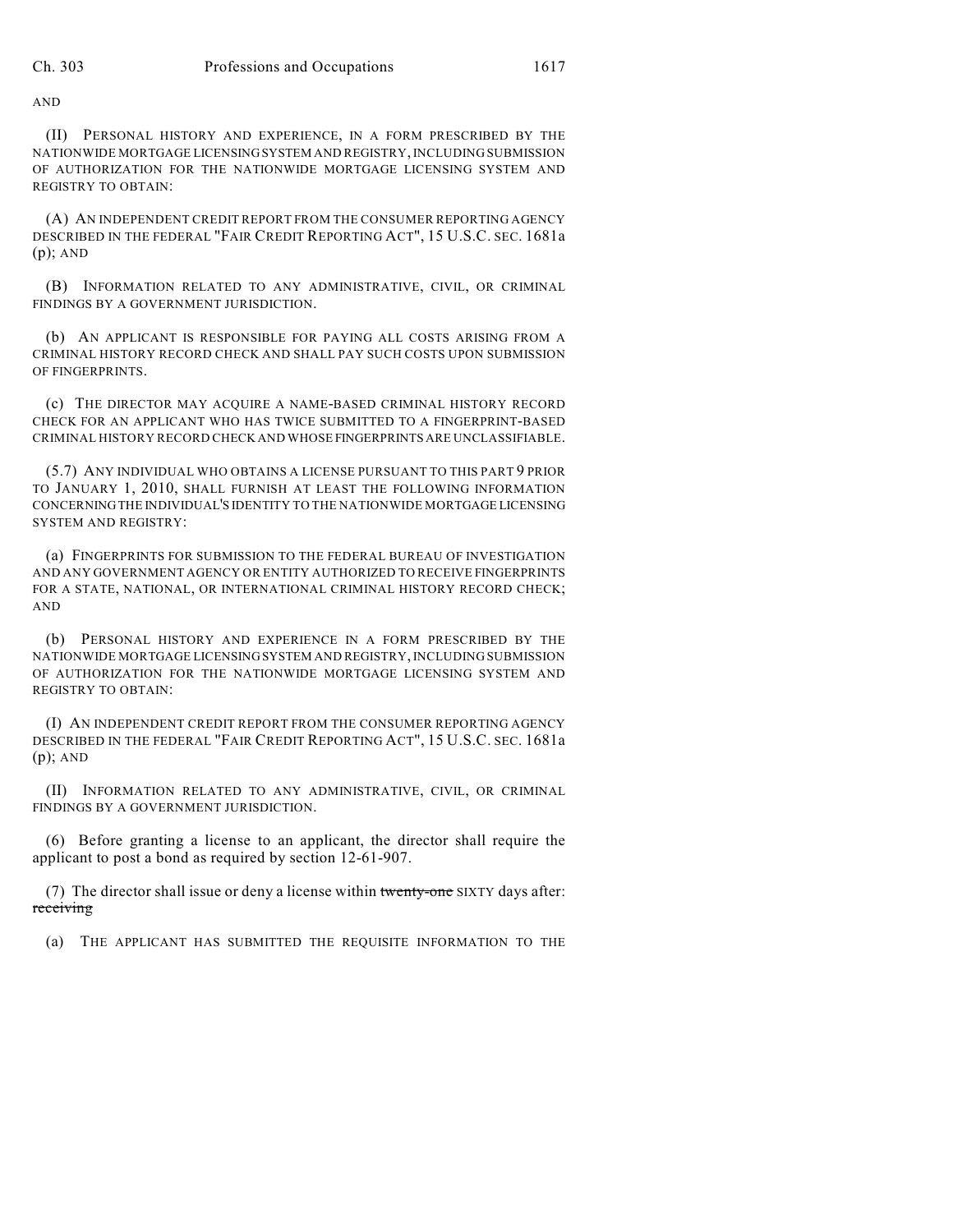AND

(II) PERSONAL HISTORY AND EXPERIENCE, IN A FORM PRESCRIBED BY THE NATIONWIDE MORTGAGE LICENSING SYSTEM AND REGISTRY, INCLUDING SUBMISSION OF AUTHORIZATION FOR THE NATIONWIDE MORTGAGE LICENSING SYSTEM AND REGISTRY TO OBTAIN:

(A) AN INDEPENDENT CREDIT REPORT FROM THE CONSUMER REPORTING AGENCY DESCRIBED IN THE FEDERAL "FAIR CREDIT REPORTING ACT", 15 U.S.C. SEC. 1681a (p); AND

(B) INFORMATION RELATED TO ANY ADMINISTRATIVE, CIVIL, OR CRIMINAL FINDINGS BY A GOVERNMENT JURISDICTION.

(b) AN APPLICANT IS RESPONSIBLE FOR PAYING ALL COSTS ARISING FROM A CRIMINAL HISTORY RECORD CHECK AND SHALL PAY SUCH COSTS UPON SUBMISSION OF FINGERPRINTS.

(c) THE DIRECTOR MAY ACQUIRE A NAME-BASED CRIMINAL HISTORY RECORD CHECK FOR AN APPLICANT WHO HAS TWICE SUBMITTED TO A FINGERPRINT-BASED CRIMINAL HISTORY RECORD CHECK AND WHOSE FINGERPRINTS ARE UNCLASSIFIABLE.

(5.7) ANY INDIVIDUAL WHO OBTAINS A LICENSE PURSUANT TO THIS PART 9 PRIOR TO JANUARY 1, 2010, SHALL FURNISH AT LEAST THE FOLLOWING INFORMATION CONCERNING THE INDIVIDUAL'S IDENTITY TO THE NATIONWIDE MORTGAGE LICENSING SYSTEM AND REGISTRY:

(a) FINGERPRINTS FOR SUBMISSION TO THE FEDERAL BUREAU OF INVESTIGATION AND ANY GOVERNMENT AGENCY OR ENTITY AUTHORIZED TO RECEIVE FINGERPRINTS FOR A STATE, NATIONAL, OR INTERNATIONAL CRIMINAL HISTORY RECORD CHECK; AND

(b) PERSONAL HISTORY AND EXPERIENCE IN A FORM PRESCRIBED BY THE NATIONWIDE MORTGAGE LICENSING SYSTEM AND REGISTRY, INCLUDING SUBMISSION OF AUTHORIZATION FOR THE NATIONWIDE MORTGAGE LICENSING SYSTEM AND REGISTRY TO OBTAIN:

(I) AN INDEPENDENT CREDIT REPORT FROM THE CONSUMER REPORTING AGENCY DESCRIBED IN THE FEDERAL "FAIR CREDIT REPORTING ACT", 15 U.S.C. SEC. 1681a (p); AND

(II) INFORMATION RELATED TO ANY ADMINISTRATIVE, CIVIL, OR CRIMINAL FINDINGS BY A GOVERNMENT JURISDICTION.

(6) Before granting a license to an applicant, the director shall require the applicant to post a bond as required by section 12-61-907.

(7) The director shall issue or deny a license within ~~twenty-one~~ SIXTY days after: ~~receiving~~

(a) THE APPLICANT HAS SUBMITTED THE REQUISITE INFORMATION TO THE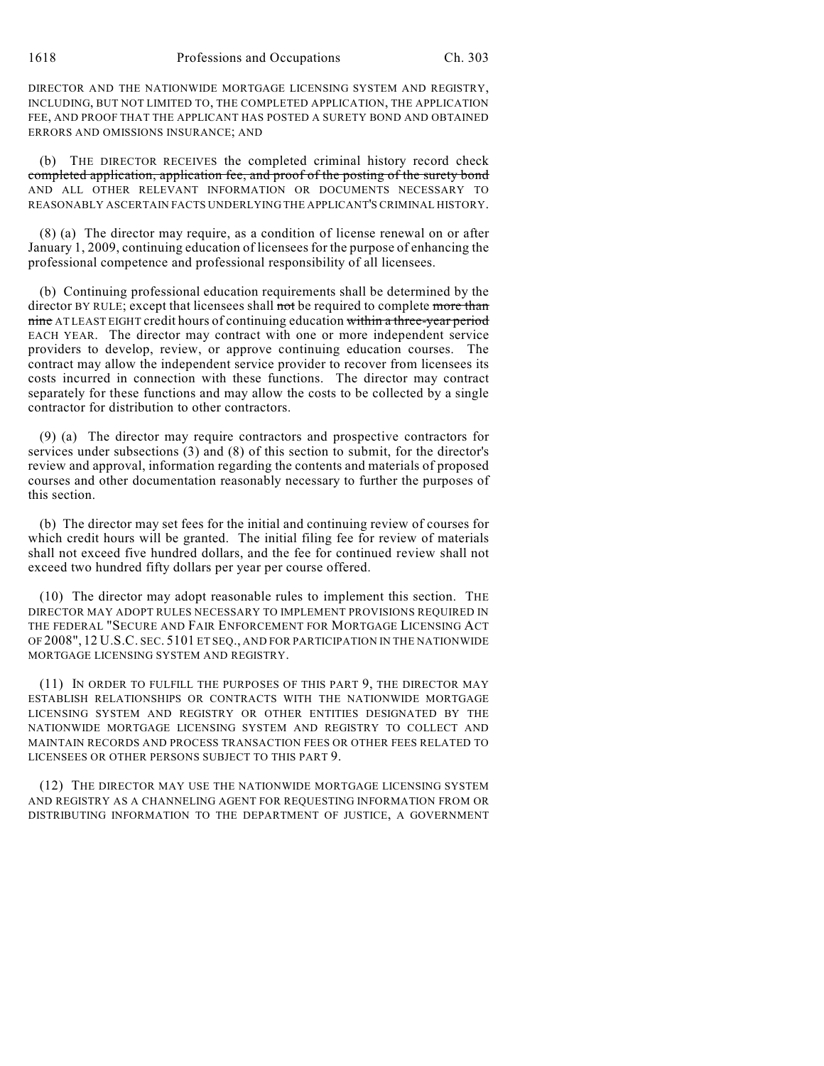DIRECTOR AND THE NATIONWIDE MORTGAGE LICENSING SYSTEM AND REGISTRY, INCLUDING, BUT NOT LIMITED TO, THE COMPLETED APPLICATION, THE APPLICATION FEE, AND PROOF THAT THE APPLICANT HAS POSTED A SURETY BOND AND OBTAINED ERRORS AND OMISSIONS INSURANCE; AND

(b) THE DIRECTOR RECEIVES the completed criminal history record check ~~completed application, application fee, and proof of the posting of the surety bond~~ AND ALL OTHER RELEVANT INFORMATION OR DOCUMENTS NECESSARY TO REASONABLY ASCERTAIN FACTS UNDERLYING THE APPLICANT'S CRIMINAL HISTORY.

(8) (a) The director may require, as a condition of license renewal on or after January 1, 2009, continuing education of licensees for the purpose of enhancing the professional competence and professional responsibility of all licensees.

(b) Continuing professional education requirements shall be determined by the director BY RULE; except that licensees shall ~~not~~ be required to complete ~~more than nine~~ AT LEAST EIGHT credit hours of continuing education ~~within a three-year period~~ EACH YEAR. The director may contract with one or more independent service providers to develop, review, or approve continuing education courses. The contract may allow the independent service provider to recover from licensees its costs incurred in connection with these functions. The director may contract separately for these functions and may allow the costs to be collected by a single contractor for distribution to other contractors.

(9) (a) The director may require contractors and prospective contractors for services under subsections (3) and (8) of this section to submit, for the director's review and approval, information regarding the contents and materials of proposed courses and other documentation reasonably necessary to further the purposes of this section.

(b) The director may set fees for the initial and continuing review of courses for which credit hours will be granted. The initial filing fee for review of materials shall not exceed five hundred dollars, and the fee for continued review shall not exceed two hundred fifty dollars per year per course offered.

(10) The director may adopt reasonable rules to implement this section. THE DIRECTOR MAY ADOPT RULES NECESSARY TO IMPLEMENT PROVISIONS REQUIRED IN THE FEDERAL "SECURE AND FAIR ENFORCEMENT FOR MORTGAGE LICENSING ACT OF 2008", 12 U.S.C. SEC. 5101 ET SEQ., AND FOR PARTICIPATION IN THE NATIONWIDE MORTGAGE LICENSING SYSTEM AND REGISTRY.

(11) IN ORDER TO FULFILL THE PURPOSES OF THIS PART 9, THE DIRECTOR MAY ESTABLISH RELATIONSHIPS OR CONTRACTS WITH THE NATIONWIDE MORTGAGE LICENSING SYSTEM AND REGISTRY OR OTHER ENTITIES DESIGNATED BY THE NATIONWIDE MORTGAGE LICENSING SYSTEM AND REGISTRY TO COLLECT AND MAINTAIN RECORDS AND PROCESS TRANSACTION FEES OR OTHER FEES RELATED TO LICENSEES OR OTHER PERSONS SUBJECT TO THIS PART 9.

(12) THE DIRECTOR MAY USE THE NATIONWIDE MORTGAGE LICENSING SYSTEM AND REGISTRY AS A CHANNELING AGENT FOR REQUESTING INFORMATION FROM OR DISTRIBUTING INFORMATION TO THE DEPARTMENT OF JUSTICE, A GOVERNMENT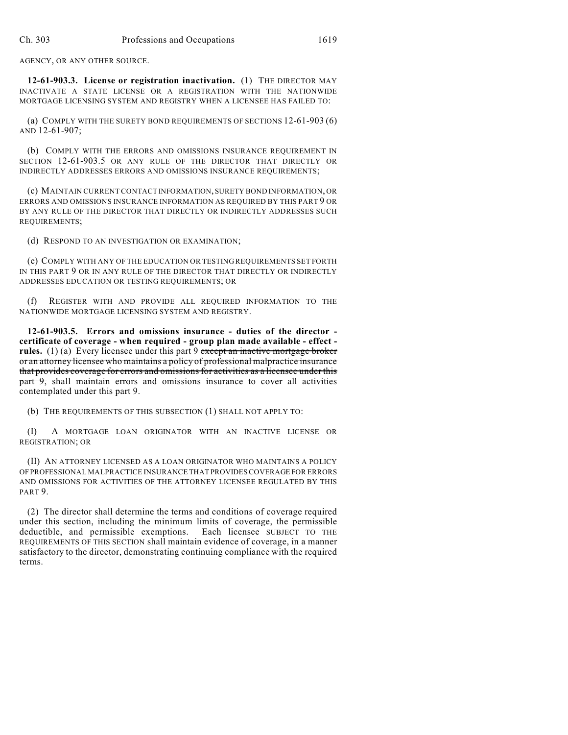AGENCY, OR ANY OTHER SOURCE.

**12-61-903.3. License or registration inactivation.** (1) THE DIRECTOR MAY INACTIVATE A STATE LICENSE OR A REGISTRATION WITH THE NATIONWIDE MORTGAGE LICENSING SYSTEM AND REGISTRY WHEN A LICENSEE HAS FAILED TO:

(a) COMPLY WITH THE SURETY BOND REQUIREMENTS OF SECTIONS 12-61-903 (6) AND 12-61-907;

(b) COMPLY WITH THE ERRORS AND OMISSIONS INSURANCE REQUIREMENT IN SECTION 12-61-903.5 OR ANY RULE OF THE DIRECTOR THAT DIRECTLY OR INDIRECTLY ADDRESSES ERRORS AND OMISSIONS INSURANCE REQUIREMENTS;

(c) MAINTAIN CURRENT CONTACT INFORMATION, SURETY BOND INFORMATION, OR ERRORS AND OMISSIONS INSURANCE INFORMATION AS REQUIRED BY THIS PART 9 OR BY ANY RULE OF THE DIRECTOR THAT DIRECTLY OR INDIRECTLY ADDRESSES SUCH REQUIREMENTS;

(d) RESPOND TO AN INVESTIGATION OR EXAMINATION;

(e) COMPLY WITH ANY OF THE EDUCATION OR TESTING REQUIREMENTS SET FORTH IN THIS PART 9 OR IN ANY RULE OF THE DIRECTOR THAT DIRECTLY OR INDIRECTLY ADDRESSES EDUCATION OR TESTING REQUIREMENTS; OR

(f) REGISTER WITH AND PROVIDE ALL REQUIRED INFORMATION TO THE NATIONWIDE MORTGAGE LICENSING SYSTEM AND REGISTRY.

**12-61-903.5. Errors and omissions insurance - duties of the director - certificate of coverage - when required - group plan made available - effect - rules.** (1) (a) Every licensee under this part 9 ~~except an inactive mortgage broker or an attorney licensee who maintains a policy of professional malpractice insurance that provides coverage for errors and omissions for activities as a licensee under this part 9,~~ shall maintain errors and omissions insurance to cover all activities contemplated under this part 9.

(b) THE REQUIREMENTS OF THIS SUBSECTION (1) SHALL NOT APPLY TO:

(I) A MORTGAGE LOAN ORIGINATOR WITH AN INACTIVE LICENSE OR REGISTRATION; OR

(II) AN ATTORNEY LICENSED AS A LOAN ORIGINATOR WHO MAINTAINS A POLICY OF PROFESSIONAL MALPRACTICE INSURANCE THAT PROVIDES COVERAGE FOR ERRORS AND OMISSIONS FOR ACTIVITIES OF THE ATTORNEY LICENSEE REGULATED BY THIS PART 9.

(2) The director shall determine the terms and conditions of coverage required under this section, including the minimum limits of coverage, the permissible deductible, and permissible exemptions. Each licensee SUBJECT TO THE REQUIREMENTS OF THIS SECTION shall maintain evidence of coverage, in a manner satisfactory to the director, demonstrating continuing compliance with the required terms.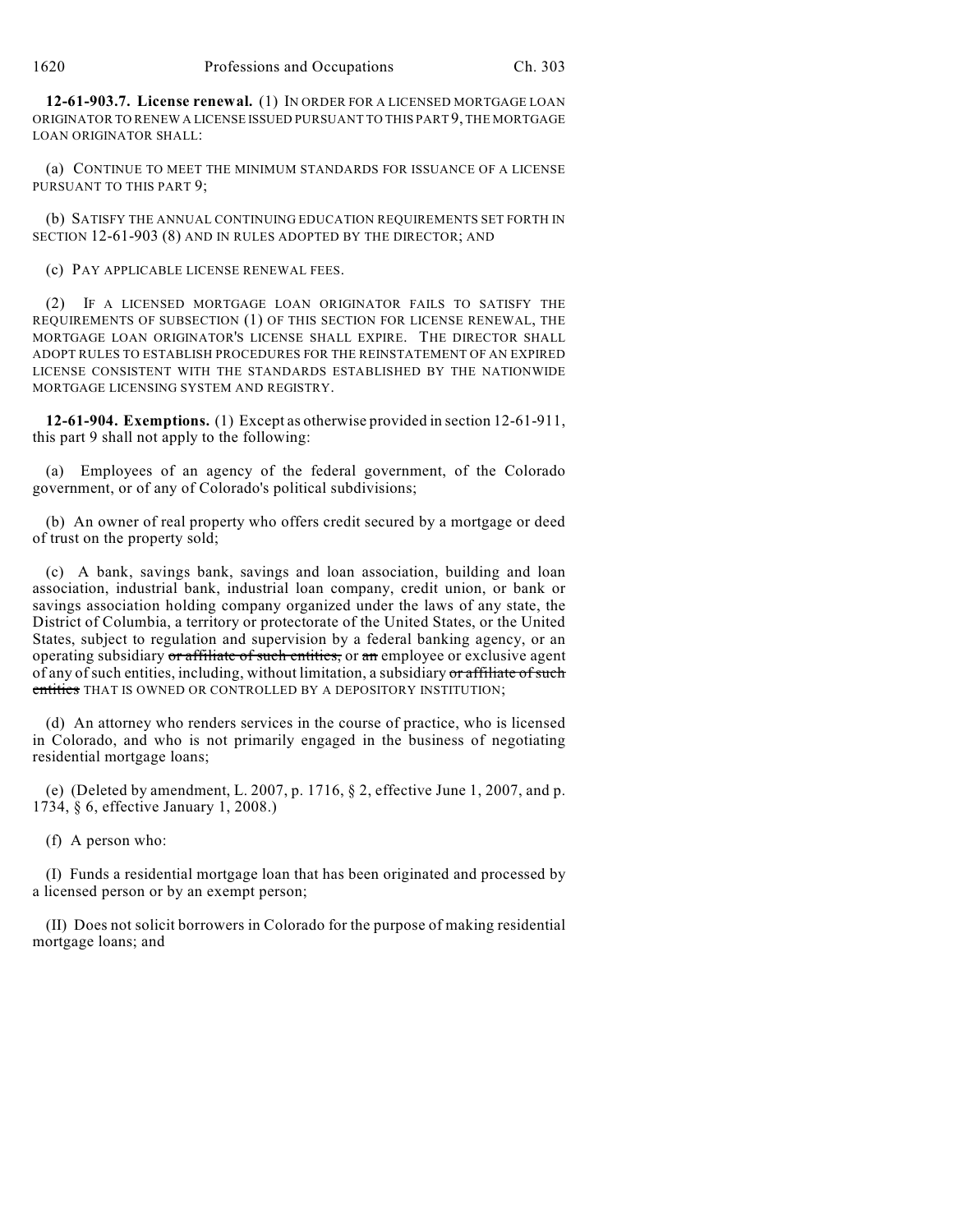**12-61-903.7. License renewal.** (1) IN ORDER FOR A LICENSED MORTGAGE LOAN ORIGINATOR TO RENEW A LICENSE ISSUED PURSUANT TO THIS PART 9, THE MORTGAGE LOAN ORIGINATOR SHALL:

(a) CONTINUE TO MEET THE MINIMUM STANDARDS FOR ISSUANCE OF A LICENSE PURSUANT TO THIS PART 9;

(b) SATISFY THE ANNUAL CONTINUING EDUCATION REQUIREMENTS SET FORTH IN SECTION 12-61-903 (8) AND IN RULES ADOPTED BY THE DIRECTOR; AND

(c) PAY APPLICABLE LICENSE RENEWAL FEES.

(2) IF A LICENSED MORTGAGE LOAN ORIGINATOR FAILS TO SATISFY THE REQUIREMENTS OF SUBSECTION (1) OF THIS SECTION FOR LICENSE RENEWAL, THE MORTGAGE LOAN ORIGINATOR'S LICENSE SHALL EXPIRE. THE DIRECTOR SHALL ADOPT RULES TO ESTABLISH PROCEDURES FOR THE REINSTATEMENT OF AN EXPIRED LICENSE CONSISTENT WITH THE STANDARDS ESTABLISHED BY THE NATIONWIDE MORTGAGE LICENSING SYSTEM AND REGISTRY.

**12-61-904. Exemptions.** (1) Except as otherwise provided in section 12-61-911, this part 9 shall not apply to the following:

(a) Employees of an agency of the federal government, of the Colorado government, or of any of Colorado's political subdivisions;

(b) An owner of real property who offers credit secured by a mortgage or deed of trust on the property sold;

(c) A bank, savings bank, savings and loan association, building and loan association, industrial bank, industrial loan company, credit union, or bank or savings association holding company organized under the laws of any state, the District of Columbia, a territory or protectorate of the United States, or the United States, subject to regulation and supervision by a federal banking agency, or an operating subsidiary ~~or affiliate of such entities,~~ or ~~an~~ employee or exclusive agent of any of such entities, including, without limitation, a subsidiary ~~or affiliate of such entities~~ THAT IS OWNED OR CONTROLLED BY A DEPOSITORY INSTITUTION;

(d) An attorney who renders services in the course of practice, who is licensed in Colorado, and who is not primarily engaged in the business of negotiating residential mortgage loans;

(e) (Deleted by amendment, L. 2007, p. 1716, § 2, effective June 1, 2007, and p. 1734, § 6, effective January 1, 2008.)

(f) A person who:

(I) Funds a residential mortgage loan that has been originated and processed by a licensed person or by an exempt person;

(II) Does not solicit borrowers in Colorado for the purpose of making residential mortgage loans; and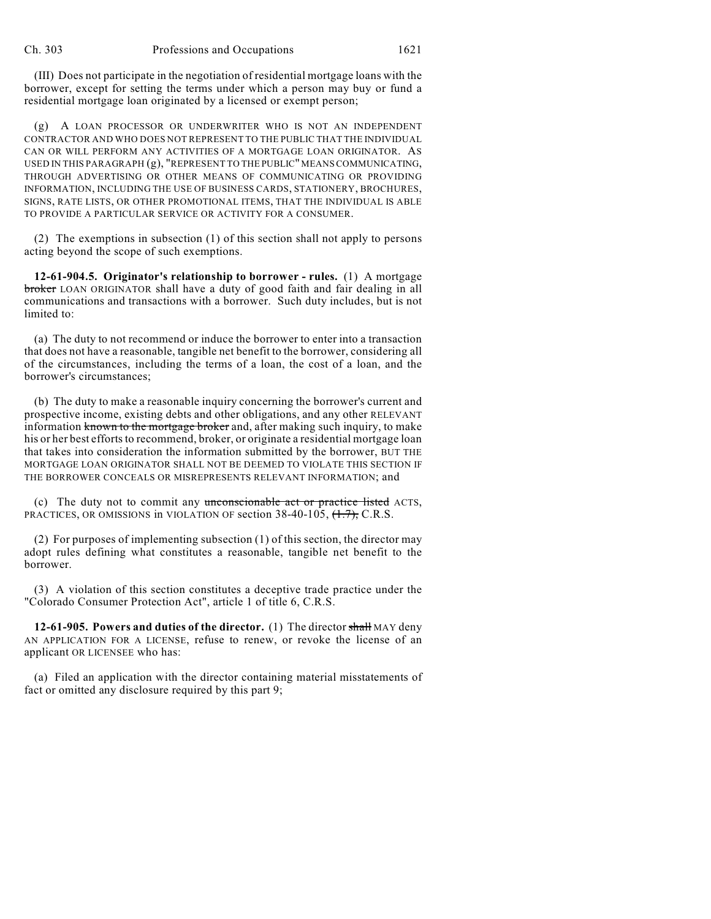(III) Does not participate in the negotiation of residential mortgage loans with the borrower, except for setting the terms under which a person may buy or fund a residential mortgage loan originated by a licensed or exempt person;

(g) A LOAN PROCESSOR OR UNDERWRITER WHO IS NOT AN INDEPENDENT CONTRACTOR AND WHO DOES NOT REPRESENT TO THE PUBLIC THAT THE INDIVIDUAL CAN OR WILL PERFORM ANY ACTIVITIES OF A MORTGAGE LOAN ORIGINATOR. AS USED IN THIS PARAGRAPH (g), "REPRESENT TO THE PUBLIC" MEANS COMMUNICATING, THROUGH ADVERTISING OR OTHER MEANS OF COMMUNICATING OR PROVIDING INFORMATION, INCLUDING THE USE OF BUSINESS CARDS, STATIONERY, BROCHURES, SIGNS, RATE LISTS, OR OTHER PROMOTIONAL ITEMS, THAT THE INDIVIDUAL IS ABLE TO PROVIDE A PARTICULAR SERVICE OR ACTIVITY FOR A CONSUMER.

(2) The exemptions in subsection (1) of this section shall not apply to persons acting beyond the scope of such exemptions.

**12-61-904.5. Originator's relationship to borrower - rules.** (1) A mortgage ~~broker~~ LOAN ORIGINATOR shall have a duty of good faith and fair dealing in all communications and transactions with a borrower. Such duty includes, but is not limited to:

(a) The duty to not recommend or induce the borrower to enter into a transaction that does not have a reasonable, tangible net benefit to the borrower, considering all of the circumstances, including the terms of a loan, the cost of a loan, and the borrower's circumstances;

(b) The duty to make a reasonable inquiry concerning the borrower's current and prospective income, existing debts and other obligations, and any other RELEVANT information ~~known to the mortgage broker~~ and, after making such inquiry, to make his or her best efforts to recommend, broker, or originate a residential mortgage loan that takes into consideration the information submitted by the borrower, BUT THE MORTGAGE LOAN ORIGINATOR SHALL NOT BE DEEMED TO VIOLATE THIS SECTION IF THE BORROWER CONCEALS OR MISREPRESENTS RELEVANT INFORMATION; and

(c) The duty not to commit any ~~unconscionable act or practice listed~~ ACTS, PRACTICES, OR OMISSIONS in VIOLATION OF section 38-40-105, ~~(1.7),~~ C.R.S.

(2) For purposes of implementing subsection (1) of this section, the director may adopt rules defining what constitutes a reasonable, tangible net benefit to the borrower.

(3) A violation of this section constitutes a deceptive trade practice under the "Colorado Consumer Protection Act", article 1 of title 6, C.R.S.

**12-61-905. Powers and duties of the director.** (1) The director ~~shall~~ MAY deny AN APPLICATION FOR A LICENSE, refuse to renew, or revoke the license of an applicant OR LICENSEE who has:

(a) Filed an application with the director containing material misstatements of fact or omitted any disclosure required by this part 9;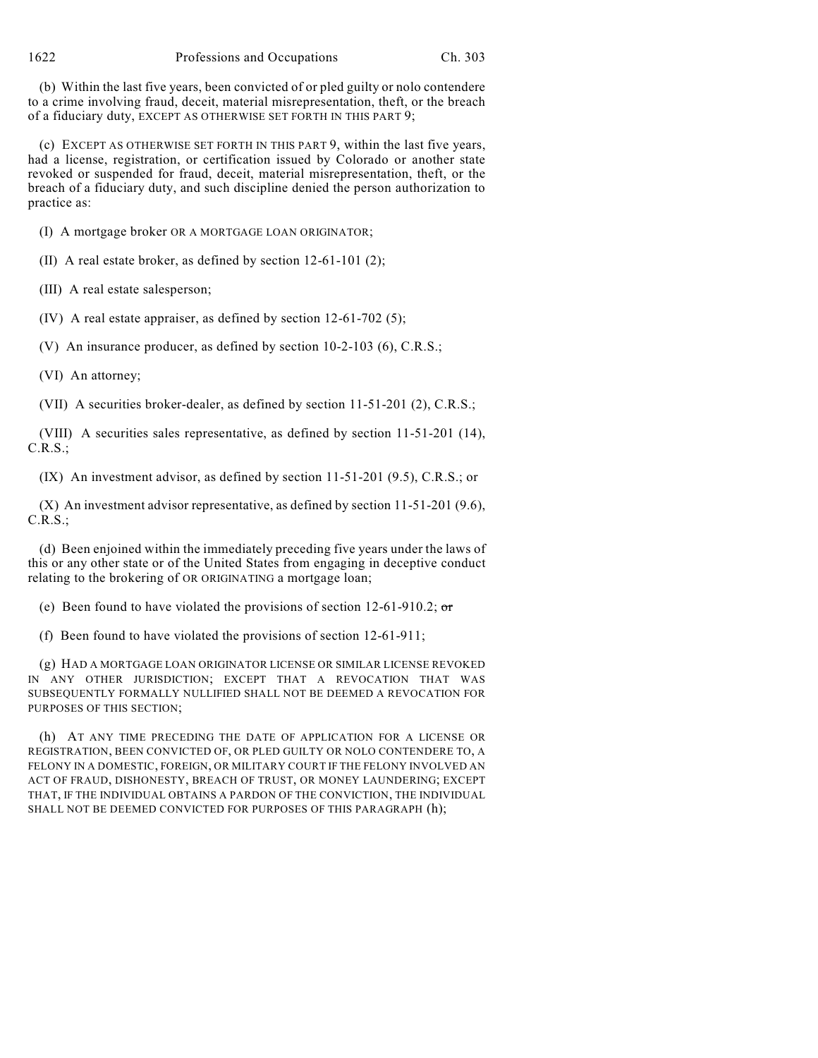(b) Within the last five years, been convicted of or pled guilty or nolo contendere to a crime involving fraud, deceit, material misrepresentation, theft, or the breach of a fiduciary duty, EXCEPT AS OTHERWISE SET FORTH IN THIS PART 9;

(c) EXCEPT AS OTHERWISE SET FORTH IN THIS PART 9, within the last five years, had a license, registration, or certification issued by Colorado or another state revoked or suspended for fraud, deceit, material misrepresentation, theft, or the breach of a fiduciary duty, and such discipline denied the person authorization to practice as:

(I) A mortgage broker OR A MORTGAGE LOAN ORIGINATOR;

(II) A real estate broker, as defined by section 12-61-101 (2);

(III) A real estate salesperson;

(IV) A real estate appraiser, as defined by section 12-61-702 (5);

(V) An insurance producer, as defined by section 10-2-103 (6), C.R.S.;

(VI) An attorney;

(VII) A securities broker-dealer, as defined by section 11-51-201 (2), C.R.S.;

(VIII) A securities sales representative, as defined by section 11-51-201 (14), C.R.S.;

(IX) An investment advisor, as defined by section 11-51-201 (9.5), C.R.S.; or

(X) An investment advisor representative, as defined by section 11-51-201 (9.6), C.R.S.;

(d) Been enjoined within the immediately preceding five years under the laws of this or any other state or of the United States from engaging in deceptive conduct relating to the brokering of OR ORIGINATING a mortgage loan;

(e) Been found to have violated the provisions of section 12-61-910.2; ~~or~~

(f) Been found to have violated the provisions of section 12-61-911;

(g) HAD A MORTGAGE LOAN ORIGINATOR LICENSE OR SIMILAR LICENSE REVOKED IN ANY OTHER JURISDICTION; EXCEPT THAT A REVOCATION THAT WAS SUBSEQUENTLY FORMALLY NULLIFIED SHALL NOT BE DEEMED A REVOCATION FOR PURPOSES OF THIS SECTION;

(h) AT ANY TIME PRECEDING THE DATE OF APPLICATION FOR A LICENSE OR REGISTRATION, BEEN CONVICTED OF, OR PLED GUILTY OR NOLO CONTENDERE TO, A FELONY IN A DOMESTIC, FOREIGN, OR MILITARY COURT IF THE FELONY INVOLVED AN ACT OF FRAUD, DISHONESTY, BREACH OF TRUST, OR MONEY LAUNDERING; EXCEPT THAT, IF THE INDIVIDUAL OBTAINS A PARDON OF THE CONVICTION, THE INDIVIDUAL SHALL NOT BE DEEMED CONVICTED FOR PURPOSES OF THIS PARAGRAPH (h);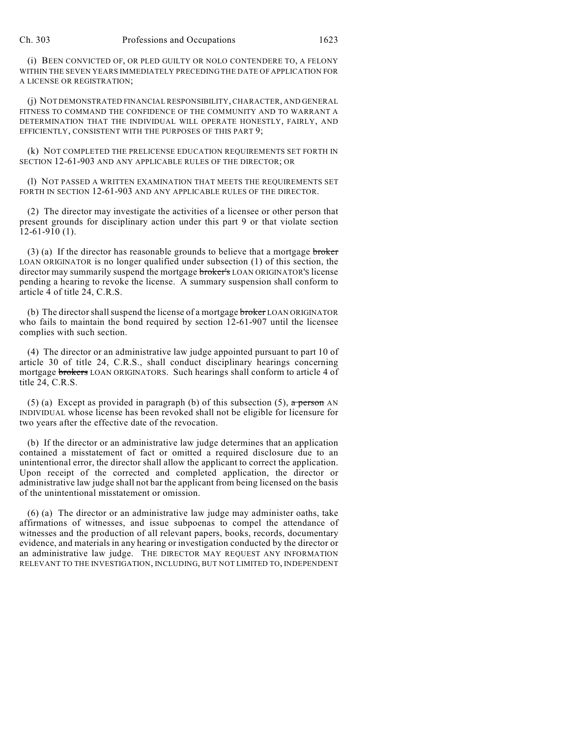(i) BEEN CONVICTED OF, OR PLED GUILTY OR NOLO CONTENDERE TO, A FELONY WITHIN THE SEVEN YEARS IMMEDIATELY PRECEDING THE DATE OF APPLICATION FOR A LICENSE OR REGISTRATION;

(j) NOT DEMONSTRATED FINANCIAL RESPONSIBILITY, CHARACTER, AND GENERAL FITNESS TO COMMAND THE CONFIDENCE OF THE COMMUNITY AND TO WARRANT A DETERMINATION THAT THE INDIVIDUAL WILL OPERATE HONESTLY, FAIRLY, AND EFFICIENTLY, CONSISTENT WITH THE PURPOSES OF THIS PART 9;

(k) NOT COMPLETED THE PRELICENSE EDUCATION REQUIREMENTS SET FORTH IN SECTION 12-61-903 AND ANY APPLICABLE RULES OF THE DIRECTOR; OR

(l) NOT PASSED A WRITTEN EXAMINATION THAT MEETS THE REQUIREMENTS SET FORTH IN SECTION 12-61-903 AND ANY APPLICABLE RULES OF THE DIRECTOR.

(2) The director may investigate the activities of a licensee or other person that present grounds for disciplinary action under this part 9 or that violate section 12-61-910 (1).

(3) (a) If the director has reasonable grounds to believe that a mortgage ~~broker~~ LOAN ORIGINATOR is no longer qualified under subsection (1) of this section, the director may summarily suspend the mortgage ~~broker's~~ LOAN ORIGINATOR'S license pending a hearing to revoke the license. A summary suspension shall conform to article 4 of title 24, C.R.S.

(b) The director shall suspend the license of a mortgage ~~broker~~ LOAN ORIGINATOR who fails to maintain the bond required by section 12-61-907 until the licensee complies with such section.

(4) The director or an administrative law judge appointed pursuant to part 10 of article 30 of title 24, C.R.S., shall conduct disciplinary hearings concerning mortgage ~~brokers~~ LOAN ORIGINATORS. Such hearings shall conform to article 4 of title 24, C.R.S.

(5) (a) Except as provided in paragraph (b) of this subsection (5), ~~a person~~ AN INDIVIDUAL whose license has been revoked shall not be eligible for licensure for two years after the effective date of the revocation.

(b) If the director or an administrative law judge determines that an application contained a misstatement of fact or omitted a required disclosure due to an unintentional error, the director shall allow the applicant to correct the application. Upon receipt of the corrected and completed application, the director or administrative law judge shall not bar the applicant from being licensed on the basis of the unintentional misstatement or omission.

(6) (a) The director or an administrative law judge may administer oaths, take affirmations of witnesses, and issue subpoenas to compel the attendance of witnesses and the production of all relevant papers, books, records, documentary evidence, and materials in any hearing or investigation conducted by the director or an administrative law judge. THE DIRECTOR MAY REQUEST ANY INFORMATION RELEVANT TO THE INVESTIGATION, INCLUDING, BUT NOT LIMITED TO, INDEPENDENT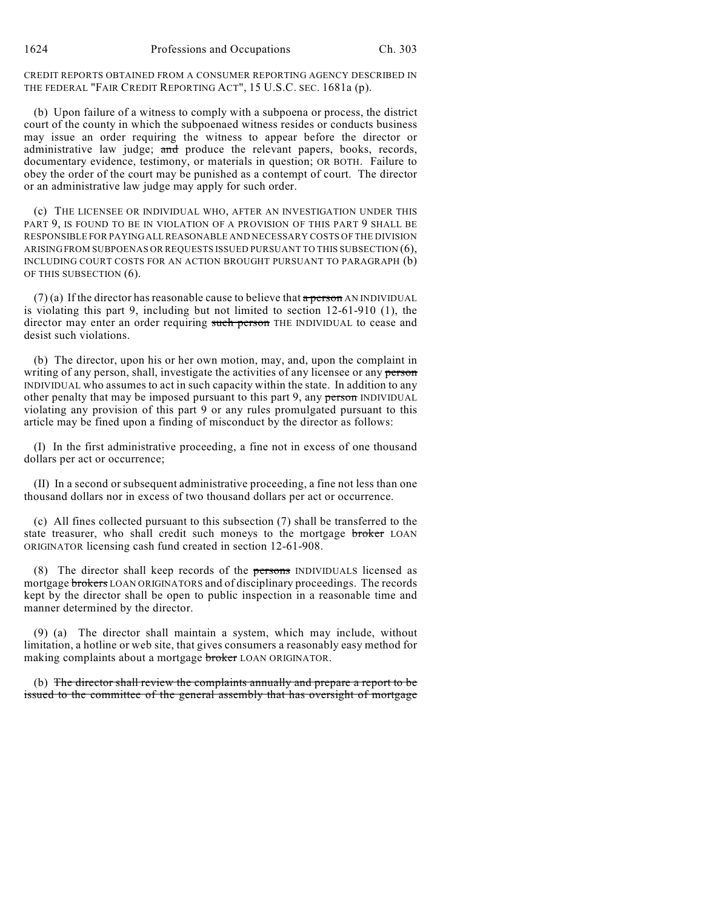CREDIT REPORTS OBTAINED FROM A CONSUMER REPORTING AGENCY DESCRIBED IN THE FEDERAL "FAIR CREDIT REPORTING ACT", 15 U.S.C. SEC. 1681a (p).

(b) Upon failure of a witness to comply with a subpoena or process, the district court of the county in which the subpoenaed witness resides or conducts business may issue an order requiring the witness to appear before the director or administrative law judge; ~~and~~ produce the relevant papers, books, records, documentary evidence, testimony, or materials in question; OR BOTH. Failure to obey the order of the court may be punished as a contempt of court. The director or an administrative law judge may apply for such order.

(c) THE LICENSEE OR INDIVIDUAL WHO, AFTER AN INVESTIGATION UNDER THIS PART 9, IS FOUND TO BE IN VIOLATION OF A PROVISION OF THIS PART 9 SHALL BE RESPONSIBLE FOR PAYING ALL REASONABLE AND NECESSARY COSTS OF THE DIVISION ARISING FROM SUBPOENAS OR REQUESTS ISSUED PURSUANT TO THIS SUBSECTION (6), INCLUDING COURT COSTS FOR AN ACTION BROUGHT PURSUANT TO PARAGRAPH (b) OF THIS SUBSECTION (6).

(7) (a) If the director has reasonable cause to believe that ~~a person~~ AN INDIVIDUAL is violating this part 9, including but not limited to section 12-61-910 (1), the director may enter an order requiring ~~such person~~ THE INDIVIDUAL to cease and desist such violations.

(b) The director, upon his or her own motion, may, and, upon the complaint in writing of any person, shall, investigate the activities of any licensee or any ~~person~~ INDIVIDUAL who assumes to act in such capacity within the state. In addition to any other penalty that may be imposed pursuant to this part 9, any ~~person~~ INDIVIDUAL violating any provision of this part 9 or any rules promulgated pursuant to this article may be fined upon a finding of misconduct by the director as follows:

(I) In the first administrative proceeding, a fine not in excess of one thousand dollars per act or occurrence;

(II) In a second or subsequent administrative proceeding, a fine not less than one thousand dollars nor in excess of two thousand dollars per act or occurrence.

(c) All fines collected pursuant to this subsection (7) shall be transferred to the state treasurer, who shall credit such moneys to the mortgage ~~broker~~ LOAN ORIGINATOR licensing cash fund created in section 12-61-908.

(8) The director shall keep records of the ~~persons~~ INDIVIDUALS licensed as mortgage ~~brokers~~ LOAN ORIGINATORS and of disciplinary proceedings. The records kept by the director shall be open to public inspection in a reasonable time and manner determined by the director.

(9) (a) The director shall maintain a system, which may include, without limitation, a hotline or web site, that gives consumers a reasonably easy method for making complaints about a mortgage ~~broker~~ LOAN ORIGINATOR.

(b) ~~The director shall review the complaints annually and prepare a report to be issued to the committee of the general assembly that has oversight of mortgage~~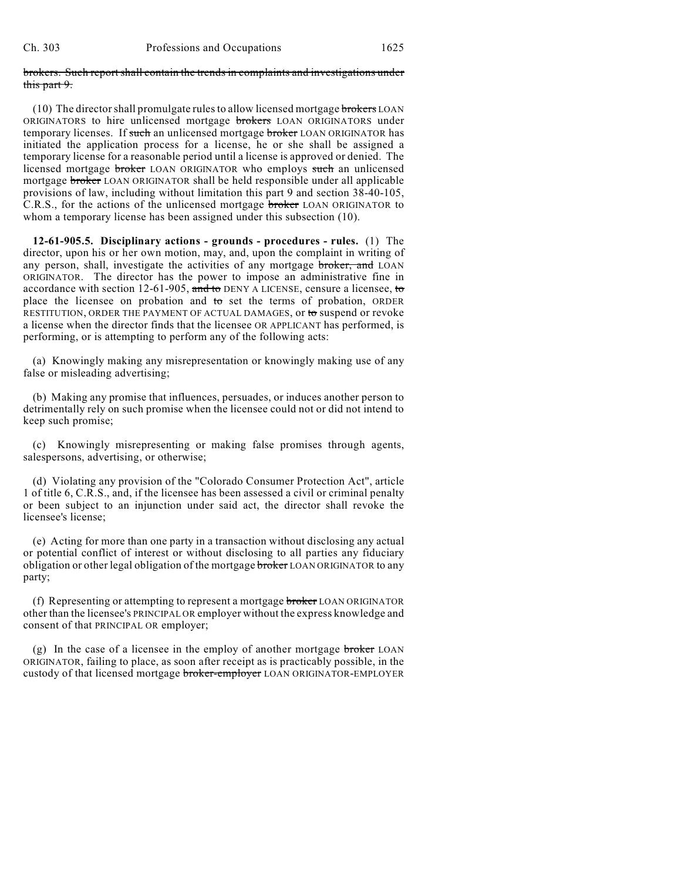~~brokers. Such report shall contain the trends in complaints and investigations under this part 9.~~

(10) The director shall promulgate rules to allow licensed mortgage ~~brokers~~ LOAN ORIGINATORS to hire unlicensed mortgage ~~brokers~~ LOAN ORIGINATORS under temporary licenses. If ~~such~~ an unlicensed mortgage ~~broker~~ LOAN ORIGINATOR has initiated the application process for a license, he or she shall be assigned a temporary license for a reasonable period until a license is approved or denied. The licensed mortgage ~~broker~~ LOAN ORIGINATOR who employs ~~such~~ an unlicensed mortgage ~~broker~~ LOAN ORIGINATOR shall be held responsible under all applicable provisions of law, including without limitation this part 9 and section 38-40-105, C.R.S., for the actions of the unlicensed mortgage ~~broker~~ LOAN ORIGINATOR to whom a temporary license has been assigned under this subsection (10).

**12-61-905.5. Disciplinary actions - grounds - procedures - rules.** (1) The director, upon his or her own motion, may, and, upon the complaint in writing of any person, shall, investigate the activities of any mortgage ~~broker, and~~ LOAN ORIGINATOR. The director has the power to impose an administrative fine in accordance with section 12-61-905, ~~and to~~ DENY A LICENSE, censure a licensee, ~~to~~ place the licensee on probation and ~~to~~ set the terms of probation, ORDER RESTITUTION, ORDER THE PAYMENT OF ACTUAL DAMAGES, or ~~to~~ suspend or revoke a license when the director finds that the licensee OR APPLICANT has performed, is performing, or is attempting to perform any of the following acts:

(a) Knowingly making any misrepresentation or knowingly making use of any false or misleading advertising;

(b) Making any promise that influences, persuades, or induces another person to detrimentally rely on such promise when the licensee could not or did not intend to keep such promise;

(c) Knowingly misrepresenting or making false promises through agents, salespersons, advertising, or otherwise;

(d) Violating any provision of the "Colorado Consumer Protection Act", article 1 of title 6, C.R.S., and, if the licensee has been assessed a civil or criminal penalty or been subject to an injunction under said act, the director shall revoke the licensee's license;

(e) Acting for more than one party in a transaction without disclosing any actual or potential conflict of interest or without disclosing to all parties any fiduciary obligation or other legal obligation of the mortgage ~~broker~~ LOAN ORIGINATOR to any party;

(f) Representing or attempting to represent a mortgage ~~broker~~ LOAN ORIGINATOR other than the licensee's PRINCIPAL OR employer without the express knowledge and consent of that PRINCIPAL OR employer;

(g) In the case of a licensee in the employ of another mortgage ~~broker~~ LOAN ORIGINATOR, failing to place, as soon after receipt as is practicably possible, in the custody of that licensed mortgage ~~broker-employer~~ LOAN ORIGINATOR-EMPLOYER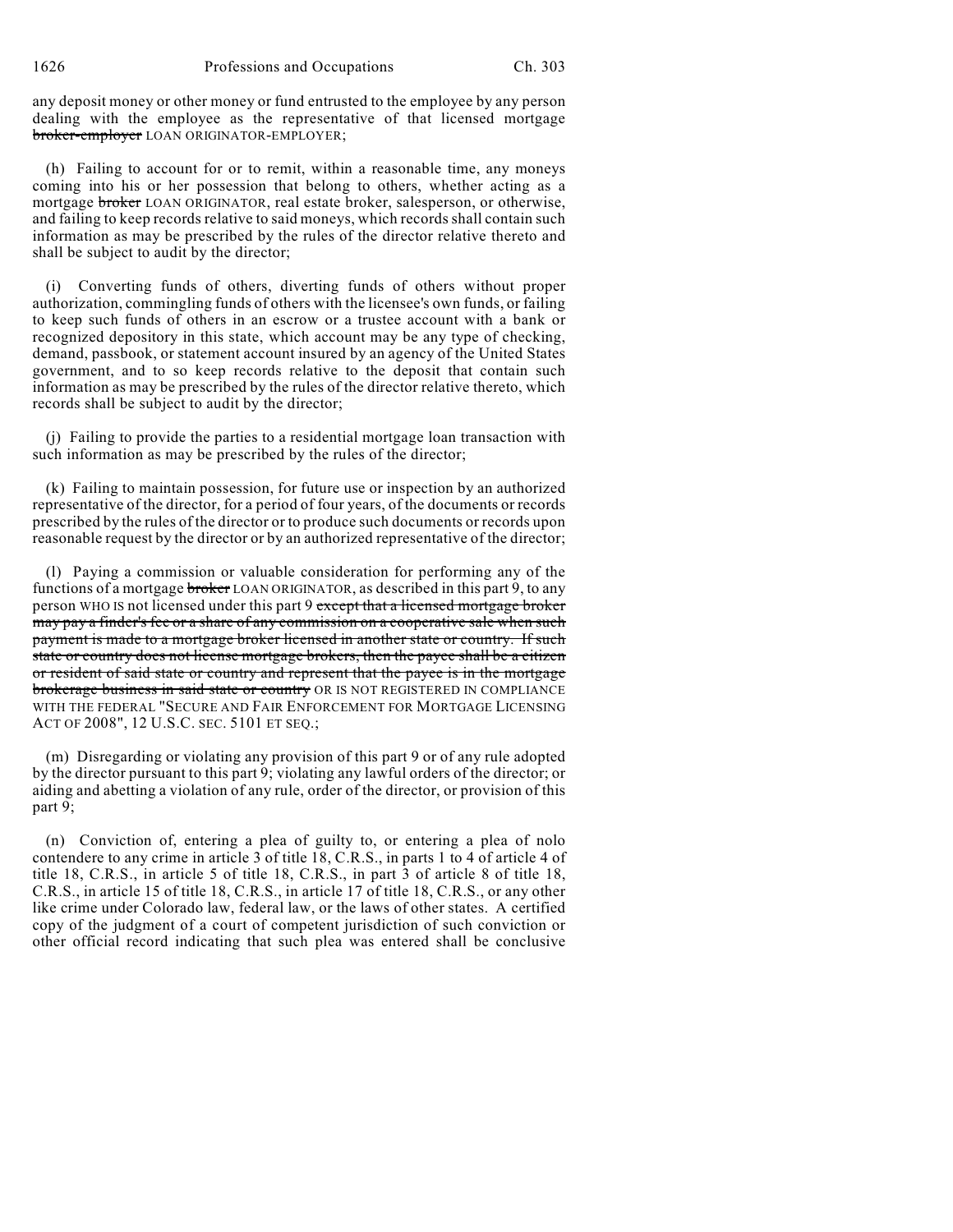any deposit money or other money or fund entrusted to the employee by any person dealing with the employee as the representative of that licensed mortgage ~~broker-employer~~ LOAN ORIGINATOR-EMPLOYER;

(h) Failing to account for or to remit, within a reasonable time, any moneys coming into his or her possession that belong to others, whether acting as a mortgage ~~broker~~ LOAN ORIGINATOR, real estate broker, salesperson, or otherwise, and failing to keep records relative to said moneys, which records shall contain such information as may be prescribed by the rules of the director relative thereto and shall be subject to audit by the director;

(i) Converting funds of others, diverting funds of others without proper authorization, commingling funds of others with the licensee's own funds, or failing to keep such funds of others in an escrow or a trustee account with a bank or recognized depository in this state, which account may be any type of checking, demand, passbook, or statement account insured by an agency of the United States government, and to so keep records relative to the deposit that contain such information as may be prescribed by the rules of the director relative thereto, which records shall be subject to audit by the director;

(j) Failing to provide the parties to a residential mortgage loan transaction with such information as may be prescribed by the rules of the director;

(k) Failing to maintain possession, for future use or inspection by an authorized representative of the director, for a period of four years, of the documents or records prescribed by the rules of the director or to produce such documents or records upon reasonable request by the director or by an authorized representative of the director;

(l) Paying a commission or valuable consideration for performing any of the functions of a mortgage ~~broker~~ LOAN ORIGINATOR, as described in this part 9, to any person WHO IS not licensed under this part 9 ~~except that a licensed mortgage broker may pay a finder's fee or a share of any commission on a cooperative sale when such payment is made to a mortgage broker licensed in another state or country. If such state or country does not license mortgage brokers, then the payee shall be a citizen or resident of said state or country and represent that the payee is in the mortgage brokerage business in said state or country~~ OR IS NOT REGISTERED IN COMPLIANCE WITH THE FEDERAL "SECURE AND FAIR ENFORCEMENT FOR MORTGAGE LICENSING ACT OF 2008", 12 U.S.C. SEC. 5101 ET SEQ.;

(m) Disregarding or violating any provision of this part 9 or of any rule adopted by the director pursuant to this part 9; violating any lawful orders of the director; or aiding and abetting a violation of any rule, order of the director, or provision of this part 9;

(n) Conviction of, entering a plea of guilty to, or entering a plea of nolo contendere to any crime in article 3 of title 18, C.R.S., in parts 1 to 4 of article 4 of title 18, C.R.S., in article 5 of title 18, C.R.S., in part 3 of article 8 of title 18, C.R.S., in article 15 of title 18, C.R.S., in article 17 of title 18, C.R.S., or any other like crime under Colorado law, federal law, or the laws of other states. A certified copy of the judgment of a court of competent jurisdiction of such conviction or other official record indicating that such plea was entered shall be conclusive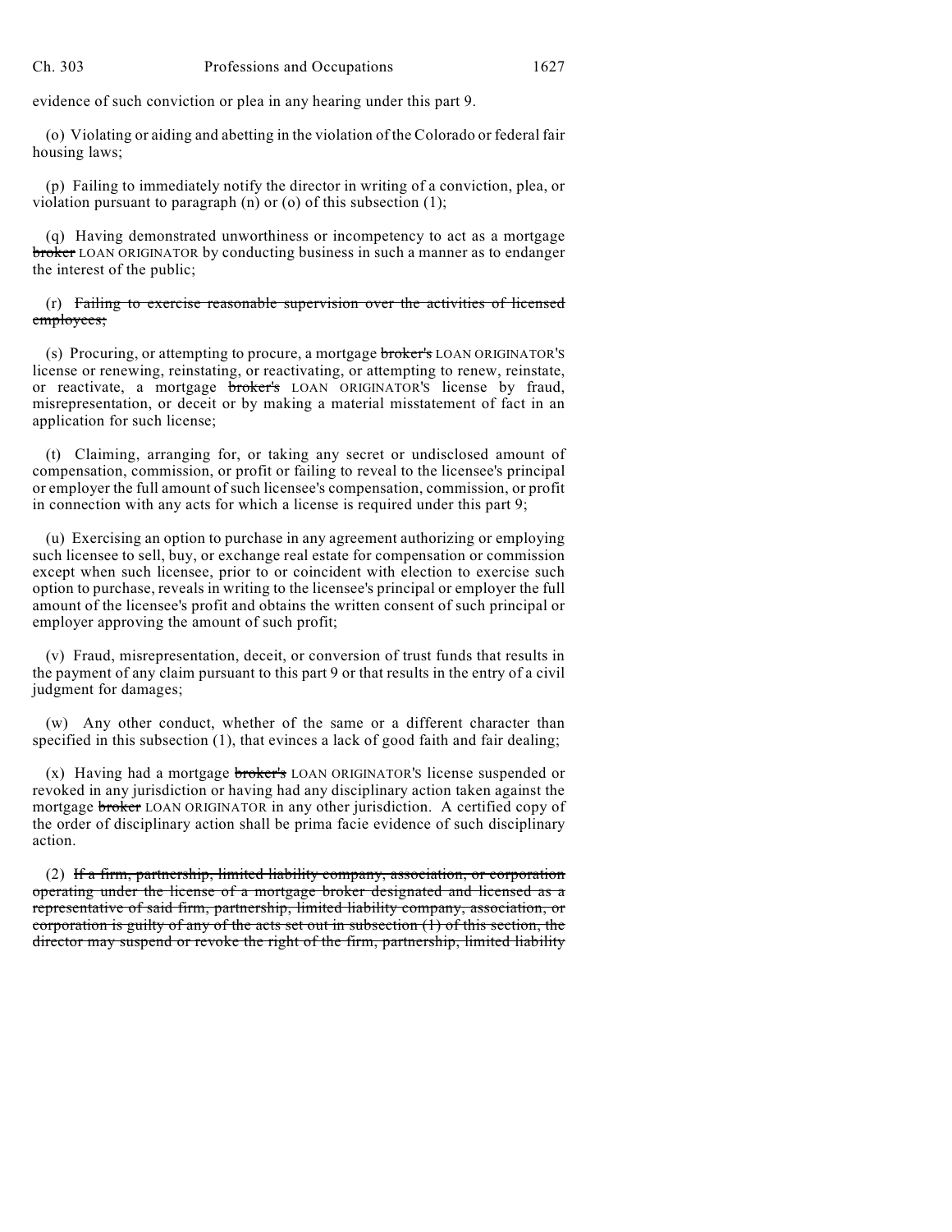evidence of such conviction or plea in any hearing under this part 9.

(o) Violating or aiding and abetting in the violation of the Colorado or federal fair housing laws;

(p) Failing to immediately notify the director in writing of a conviction, plea, or violation pursuant to paragraph (n) or (o) of this subsection (1);

(q) Having demonstrated unworthiness or incompetency to act as a mortgage ~~broker~~ LOAN ORIGINATOR by conducting business in such a manner as to endanger the interest of the public;

(r) ~~Failing to exercise reasonable supervision over the activities of licensed employees;~~

(s) Procuring, or attempting to procure, a mortgage ~~broker's~~ LOAN ORIGINATOR'S license or renewing, reinstating, or reactivating, or attempting to renew, reinstate, or reactivate, a mortgage ~~broker's~~ LOAN ORIGINATOR'S license by fraud, misrepresentation, or deceit or by making a material misstatement of fact in an application for such license;

(t) Claiming, arranging for, or taking any secret or undisclosed amount of compensation, commission, or profit or failing to reveal to the licensee's principal or employer the full amount of such licensee's compensation, commission, or profit in connection with any acts for which a license is required under this part 9;

(u) Exercising an option to purchase in any agreement authorizing or employing such licensee to sell, buy, or exchange real estate for compensation or commission except when such licensee, prior to or coincident with election to exercise such option to purchase, reveals in writing to the licensee's principal or employer the full amount of the licensee's profit and obtains the written consent of such principal or employer approving the amount of such profit;

(v) Fraud, misrepresentation, deceit, or conversion of trust funds that results in the payment of any claim pursuant to this part 9 or that results in the entry of a civil judgment for damages;

(w) Any other conduct, whether of the same or a different character than specified in this subsection (1), that evinces a lack of good faith and fair dealing;

(x) Having had a mortgage ~~broker's~~ LOAN ORIGINATOR'S license suspended or revoked in any jurisdiction or having had any disciplinary action taken against the mortgage ~~broker~~ LOAN ORIGINATOR in any other jurisdiction. A certified copy of the order of disciplinary action shall be prima facie evidence of such disciplinary action.

(2) ~~If a firm, partnership, limited liability company, association, or corporation operating under the license of a mortgage broker designated and licensed as a representative of said firm, partnership, limited liability company, association, or corporation is guilty of any of the acts set out in subsection (1) of this section, the director may suspend or revoke the right of the firm, partnership, limited liability~~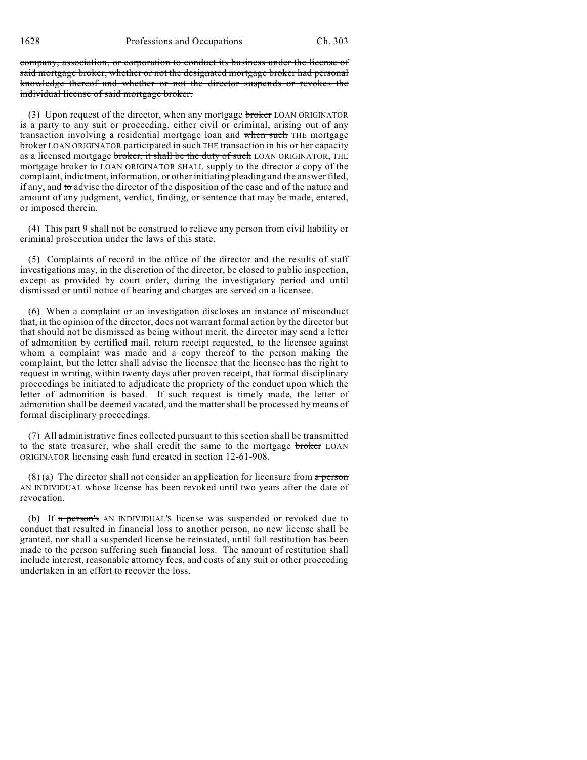~~company, association, or corporation to conduct its business under the license of said mortgage broker, whether or not the designated mortgage broker had personal knowledge thereof and whether or not the director suspends or revokes the individual license of said mortgage broker.~~

(3) Upon request of the director, when any mortgage ~~broker~~ LOAN ORIGINATOR is a party to any suit or proceeding, either civil or criminal, arising out of any transaction involving a residential mortgage loan and ~~when such~~ THE mortgage ~~broker~~ LOAN ORIGINATOR participated in ~~such~~ THE transaction in his or her capacity as a licensed mortgage ~~broker, it shall be the duty of such~~ LOAN ORIGINATOR, THE mortgage ~~broker to~~ LOAN ORIGINATOR SHALL supply to the director a copy of the complaint, indictment, information, or other initiating pleading and the answer filed, if any, and ~~to~~ advise the director of the disposition of the case and of the nature and amount of any judgment, verdict, finding, or sentence that may be made, entered, or imposed therein.

(4) This part 9 shall not be construed to relieve any person from civil liability or criminal prosecution under the laws of this state.

(5) Complaints of record in the office of the director and the results of staff investigations may, in the discretion of the director, be closed to public inspection, except as provided by court order, during the investigatory period and until dismissed or until notice of hearing and charges are served on a licensee.

(6) When a complaint or an investigation discloses an instance of misconduct that, in the opinion of the director, does not warrant formal action by the director but that should not be dismissed as being without merit, the director may send a letter of admonition by certified mail, return receipt requested, to the licensee against whom a complaint was made and a copy thereof to the person making the complaint, but the letter shall advise the licensee that the licensee has the right to request in writing, within twenty days after proven receipt, that formal disciplinary proceedings be initiated to adjudicate the propriety of the conduct upon which the letter of admonition is based. If such request is timely made, the letter of admonition shall be deemed vacated, and the matter shall be processed by means of formal disciplinary proceedings.

(7) All administrative fines collected pursuant to this section shall be transmitted to the state treasurer, who shall credit the same to the mortgage ~~broker~~ LOAN ORIGINATOR licensing cash fund created in section 12-61-908.

(8) (a) The director shall not consider an application for licensure from ~~a person~~ AN INDIVIDUAL whose license has been revoked until two years after the date of revocation.

(b) If ~~a person's~~ AN INDIVIDUAL'S license was suspended or revoked due to conduct that resulted in financial loss to another person, no new license shall be granted, nor shall a suspended license be reinstated, until full restitution has been made to the person suffering such financial loss. The amount of restitution shall include interest, reasonable attorney fees, and costs of any suit or other proceeding undertaken in an effort to recover the loss.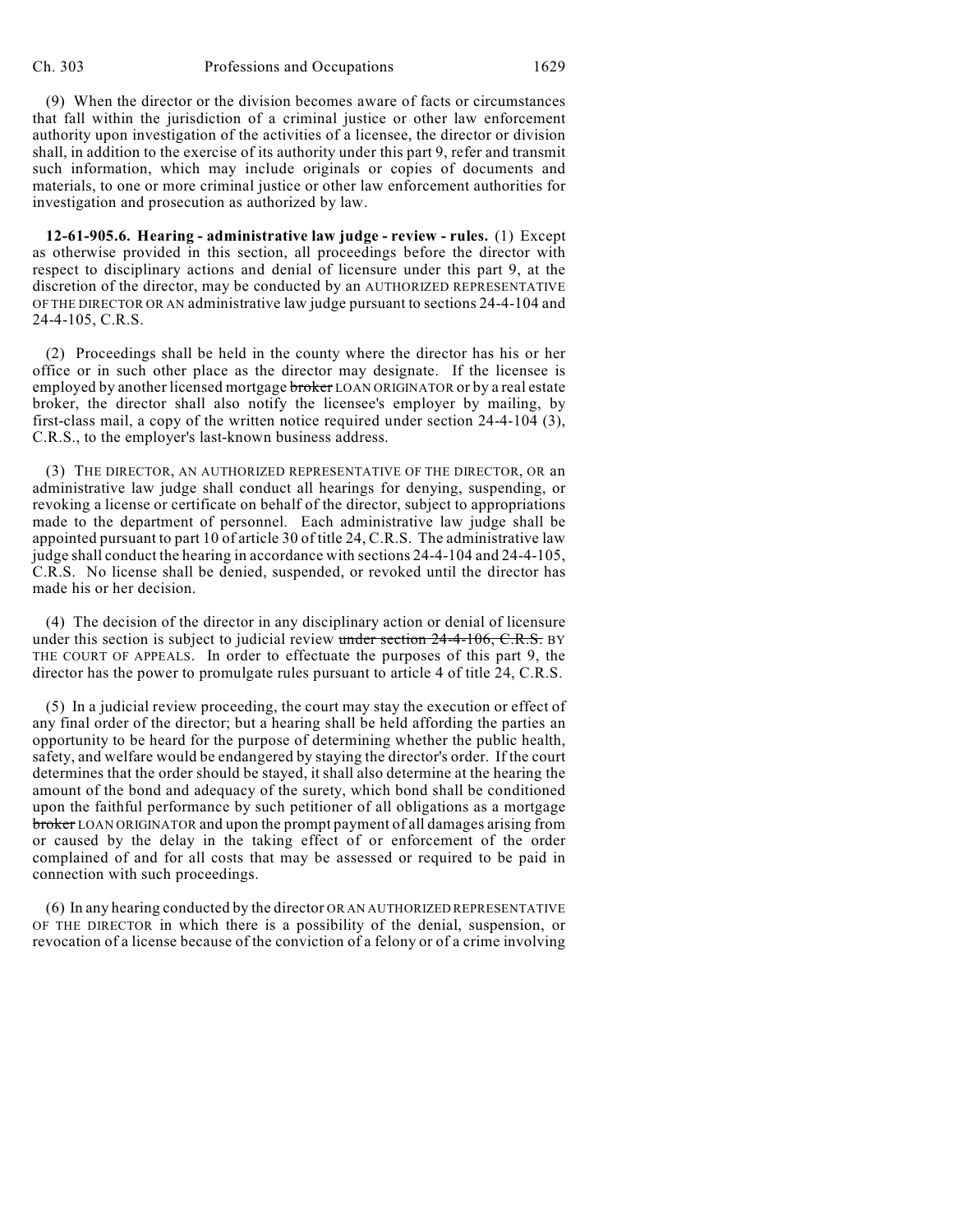(9) When the director or the division becomes aware of facts or circumstances that fall within the jurisdiction of a criminal justice or other law enforcement authority upon investigation of the activities of a licensee, the director or division shall, in addition to the exercise of its authority under this part 9, refer and transmit such information, which may include originals or copies of documents and materials, to one or more criminal justice or other law enforcement authorities for investigation and prosecution as authorized by law.

**12-61-905.6. Hearing - administrative law judge - review - rules.** (1) Except as otherwise provided in this section, all proceedings before the director with respect to disciplinary actions and denial of licensure under this part 9, at the discretion of the director, may be conducted by an AUTHORIZED REPRESENTATIVE OF THE DIRECTOR OR AN administrative law judge pursuant to sections 24-4-104 and 24-4-105, C.R.S.

(2) Proceedings shall be held in the county where the director has his or her office or in such other place as the director may designate. If the licensee is employed by another licensed mortgage ~~broker~~ LOAN ORIGINATOR or by a real estate broker, the director shall also notify the licensee's employer by mailing, by first-class mail, a copy of the written notice required under section 24-4-104 (3), C.R.S., to the employer's last-known business address.

(3) THE DIRECTOR, AN AUTHORIZED REPRESENTATIVE OF THE DIRECTOR, OR an administrative law judge shall conduct all hearings for denying, suspending, or revoking a license or certificate on behalf of the director, subject to appropriations made to the department of personnel. Each administrative law judge shall be appointed pursuant to part 10 of article 30 of title 24, C.R.S. The administrative law judge shall conduct the hearing in accordance with sections 24-4-104 and 24-4-105, C.R.S. No license shall be denied, suspended, or revoked until the director has made his or her decision.

(4) The decision of the director in any disciplinary action or denial of licensure under this section is subject to judicial review ~~under section 24-4-106, C.R.S.~~ BY THE COURT OF APPEALS. In order to effectuate the purposes of this part 9, the director has the power to promulgate rules pursuant to article 4 of title 24, C.R.S.

(5) In a judicial review proceeding, the court may stay the execution or effect of any final order of the director; but a hearing shall be held affording the parties an opportunity to be heard for the purpose of determining whether the public health, safety, and welfare would be endangered by staying the director's order. If the court determines that the order should be stayed, it shall also determine at the hearing the amount of the bond and adequacy of the surety, which bond shall be conditioned upon the faithful performance by such petitioner of all obligations as a mortgage ~~broker~~ LOAN ORIGINATOR and upon the prompt payment of all damages arising from or caused by the delay in the taking effect of or enforcement of the order complained of and for all costs that may be assessed or required to be paid in connection with such proceedings.

(6) In any hearing conducted by the director OR AN AUTHORIZED REPRESENTATIVE OF THE DIRECTOR in which there is a possibility of the denial, suspension, or revocation of a license because of the conviction of a felony or of a crime involving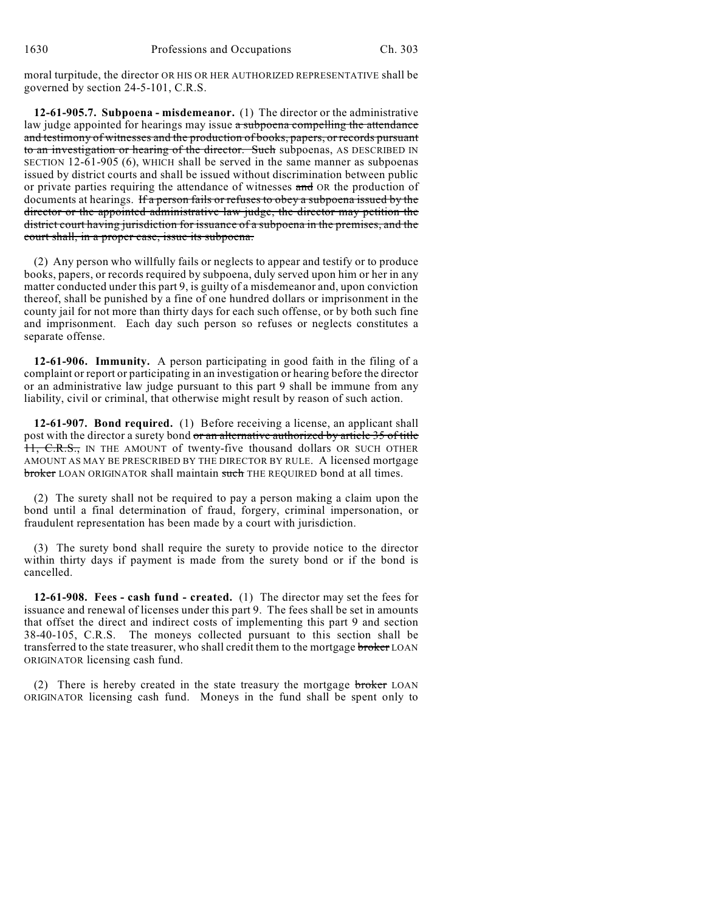moral turpitude, the director OR HIS OR HER AUTHORIZED REPRESENTATIVE shall be governed by section 24-5-101, C.R.S.

**12-61-905.7. Subpoena - misdemeanor.** (1) The director or the administrative law judge appointed for hearings may issue ~~a subpoena compelling the attendance and testimony of witnesses and the production of books, papers, or records pursuant to an investigation or hearing of the director. Such~~ subpoenas, AS DESCRIBED IN SECTION 12-61-905 (6), WHICH shall be served in the same manner as subpoenas issued by district courts and shall be issued without discrimination between public or private parties requiring the attendance of witnesses ~~and~~ OR the production of documents at hearings. ~~If a person fails or refuses to obey a subpoena issued by the director or the appointed administrative law judge, the director may petition the district court having jurisdiction for issuance of a subpoena in the premises, and the court shall, in a proper case, issue its subpoena.~~

(2) Any person who willfully fails or neglects to appear and testify or to produce books, papers, or records required by subpoena, duly served upon him or her in any matter conducted under this part 9, is guilty of a misdemeanor and, upon conviction thereof, shall be punished by a fine of one hundred dollars or imprisonment in the county jail for not more than thirty days for each such offense, or by both such fine and imprisonment. Each day such person so refuses or neglects constitutes a separate offense.

**12-61-906. Immunity.** A person participating in good faith in the filing of a complaint or report or participating in an investigation or hearing before the director or an administrative law judge pursuant to this part 9 shall be immune from any liability, civil or criminal, that otherwise might result by reason of such action.

**12-61-907. Bond required.** (1) Before receiving a license, an applicant shall post with the director a surety bond ~~or an alternative authorized by article 35 of title 11, C.R.S.,~~ IN THE AMOUNT of twenty-five thousand dollars OR SUCH OTHER AMOUNT AS MAY BE PRESCRIBED BY THE DIRECTOR BY RULE. A licensed mortgage ~~broker~~ LOAN ORIGINATOR shall maintain ~~such~~ THE REQUIRED bond at all times.

(2) The surety shall not be required to pay a person making a claim upon the bond until a final determination of fraud, forgery, criminal impersonation, or fraudulent representation has been made by a court with jurisdiction.

(3) The surety bond shall require the surety to provide notice to the director within thirty days if payment is made from the surety bond or if the bond is cancelled.

**12-61-908. Fees - cash fund - created.** (1) The director may set the fees for issuance and renewal of licenses under this part 9. The fees shall be set in amounts that offset the direct and indirect costs of implementing this part 9 and section 38-40-105, C.R.S. The moneys collected pursuant to this section shall be transferred to the state treasurer, who shall credit them to the mortgage ~~broker~~ LOAN ORIGINATOR licensing cash fund.

(2) There is hereby created in the state treasury the mortgage ~~broker~~ LOAN ORIGINATOR licensing cash fund. Moneys in the fund shall be spent only to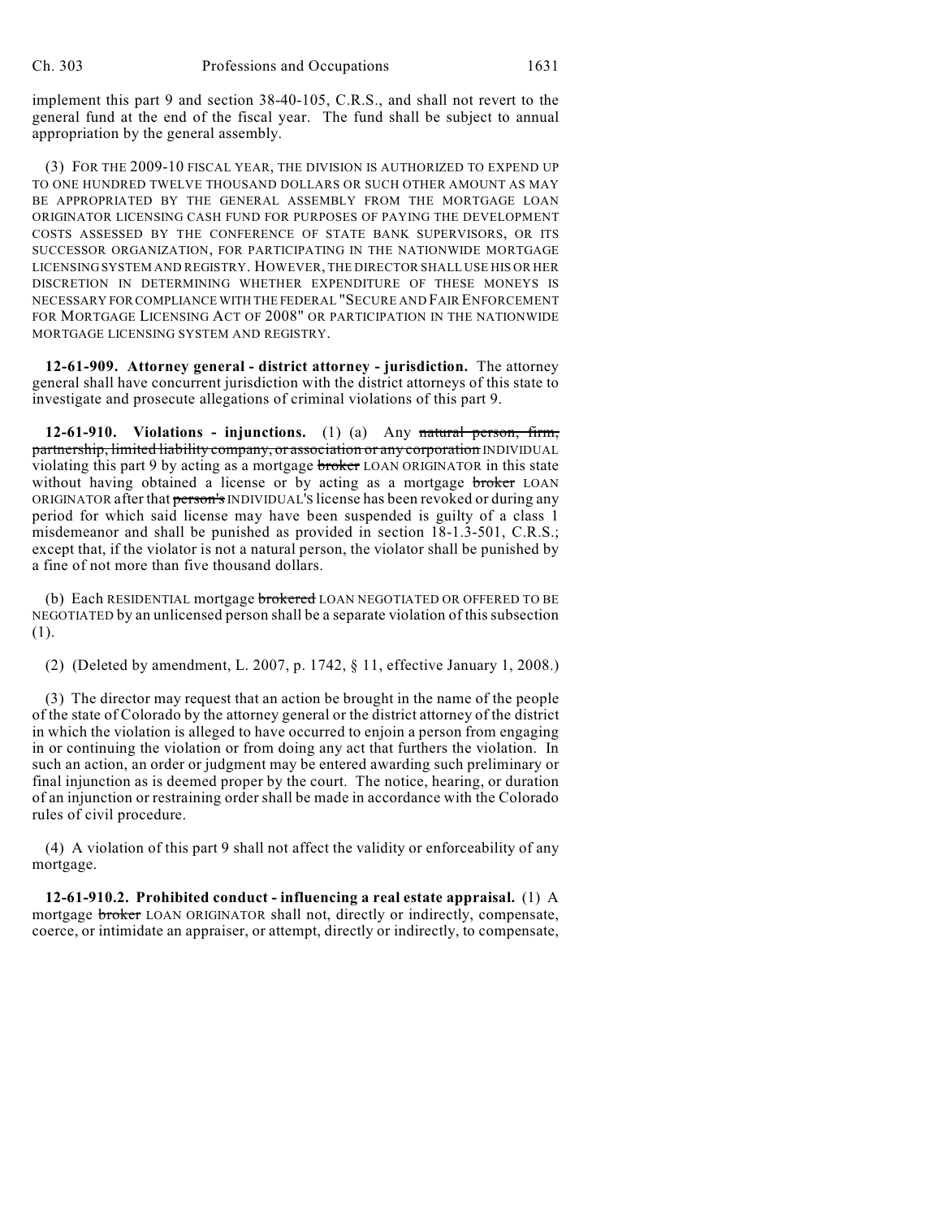implement this part 9 and section 38-40-105, C.R.S., and shall not revert to the general fund at the end of the fiscal year. The fund shall be subject to annual appropriation by the general assembly.

(3) FOR THE 2009-10 FISCAL YEAR, THE DIVISION IS AUTHORIZED TO EXPEND UP TO ONE HUNDRED TWELVE THOUSAND DOLLARS OR SUCH OTHER AMOUNT AS MAY BE APPROPRIATED BY THE GENERAL ASSEMBLY FROM THE MORTGAGE LOAN ORIGINATOR LICENSING CASH FUND FOR PURPOSES OF PAYING THE DEVELOPMENT COSTS ASSESSED BY THE CONFERENCE OF STATE BANK SUPERVISORS, OR ITS SUCCESSOR ORGANIZATION, FOR PARTICIPATING IN THE NATIONWIDE MORTGAGE LICENSING SYSTEM AND REGISTRY. HOWEVER, THE DIRECTOR SHALL USE HIS OR HER DISCRETION IN DETERMINING WHETHER EXPENDITURE OF THESE MONEYS IS NECESSARY FOR COMPLIANCE WITH THE FEDERAL "SECURE AND FAIR ENFORCEMENT FOR MORTGAGE LICENSING ACT OF 2008" OR PARTICIPATION IN THE NATIONWIDE MORTGAGE LICENSING SYSTEM AND REGISTRY.

**12-61-909. Attorney general - district attorney - jurisdiction.** The attorney general shall have concurrent jurisdiction with the district attorneys of this state to investigate and prosecute allegations of criminal violations of this part 9.

**12-61-910. Violations - injunctions.** (1) (a) Any ~~natural person, firm, partnership, limited liability company, or association or any corporation~~ INDIVIDUAL violating this part 9 by acting as a mortgage ~~broker~~ LOAN ORIGINATOR in this state without having obtained a license or by acting as a mortgage ~~broker~~ LOAN ORIGINATOR after that ~~person's~~ INDIVIDUAL'S license has been revoked or during any period for which said license may have been suspended is guilty of a class 1 misdemeanor and shall be punished as provided in section 18-1.3-501, C.R.S.; except that, if the violator is not a natural person, the violator shall be punished by a fine of not more than five thousand dollars.

(b) Each RESIDENTIAL mortgage ~~brokered~~ LOAN NEGOTIATED OR OFFERED TO BE NEGOTIATED by an unlicensed person shall be a separate violation of this subsection (1).

(2) (Deleted by amendment, L. 2007, p. 1742, § 11, effective January 1, 2008.)

(3) The director may request that an action be brought in the name of the people of the state of Colorado by the attorney general or the district attorney of the district in which the violation is alleged to have occurred to enjoin a person from engaging in or continuing the violation or from doing any act that furthers the violation. In such an action, an order or judgment may be entered awarding such preliminary or final injunction as is deemed proper by the court. The notice, hearing, or duration of an injunction or restraining order shall be made in accordance with the Colorado rules of civil procedure.

(4) A violation of this part 9 shall not affect the validity or enforceability of any mortgage.

**12-61-910.2. Prohibited conduct - influencing a real estate appraisal.** (1) A mortgage ~~broker~~ LOAN ORIGINATOR shall not, directly or indirectly, compensate, coerce, or intimidate an appraiser, or attempt, directly or indirectly, to compensate,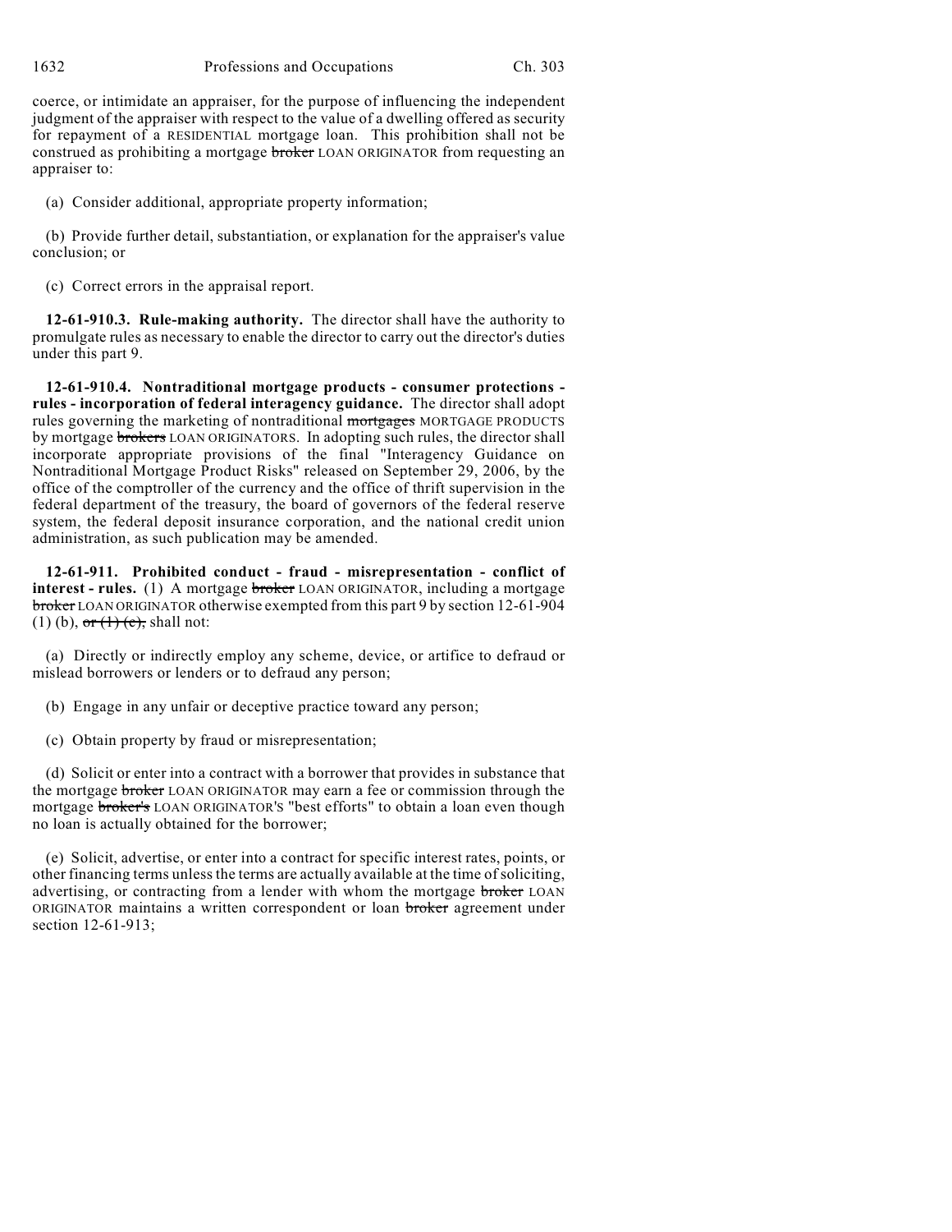coerce, or intimidate an appraiser, for the purpose of influencing the independent judgment of the appraiser with respect to the value of a dwelling offered as security for repayment of a RESIDENTIAL mortgage loan. This prohibition shall not be construed as prohibiting a mortgage ~~broker~~ LOAN ORIGINATOR from requesting an appraiser to:

(a) Consider additional, appropriate property information;

(b) Provide further detail, substantiation, or explanation for the appraiser's value conclusion; or

(c) Correct errors in the appraisal report.

**12-61-910.3. Rule-making authority.** The director shall have the authority to promulgate rules as necessary to enable the director to carry out the director's duties under this part 9.

**12-61-910.4. Nontraditional mortgage products - consumer protections - rules - incorporation of federal interagency guidance.** The director shall adopt rules governing the marketing of nontraditional ~~mortgages~~ MORTGAGE PRODUCTS by mortgage ~~brokers~~ LOAN ORIGINATORS. In adopting such rules, the director shall incorporate appropriate provisions of the final "Interagency Guidance on Nontraditional Mortgage Product Risks" released on September 29, 2006, by the office of the comptroller of the currency and the office of thrift supervision in the federal department of the treasury, the board of governors of the federal reserve system, the federal deposit insurance corporation, and the national credit union administration, as such publication may be amended.

**12-61-911. Prohibited conduct - fraud - misrepresentation - conflict of interest - rules.** (1) A mortgage ~~broker~~ LOAN ORIGINATOR, including a mortgage ~~broker~~ LOAN ORIGINATOR otherwise exempted from this part 9 by section 12-61-904 (1) (b), ~~or (1) (c),~~ shall not:

(a) Directly or indirectly employ any scheme, device, or artifice to defraud or mislead borrowers or lenders or to defraud any person;

(b) Engage in any unfair or deceptive practice toward any person;

(c) Obtain property by fraud or misrepresentation;

(d) Solicit or enter into a contract with a borrower that provides in substance that the mortgage ~~broker~~ LOAN ORIGINATOR may earn a fee or commission through the mortgage ~~broker's~~ LOAN ORIGINATOR'S "best efforts" to obtain a loan even though no loan is actually obtained for the borrower;

(e) Solicit, advertise, or enter into a contract for specific interest rates, points, or other financing terms unless the terms are actually available at the time of soliciting, advertising, or contracting from a lender with whom the mortgage ~~broker~~ LOAN ORIGINATOR maintains a written correspondent or loan ~~broker~~ agreement under section 12-61-913;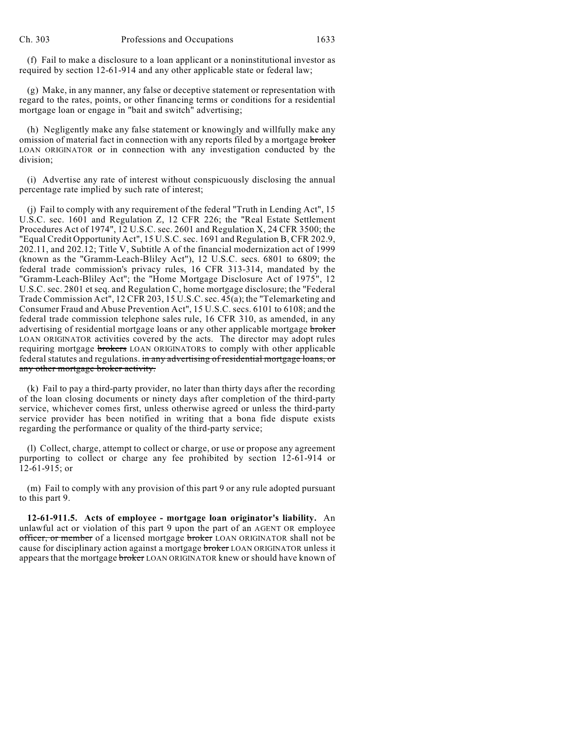(f) Fail to make a disclosure to a loan applicant or a noninstitutional investor as required by section 12-61-914 and any other applicable state or federal law;

(g) Make, in any manner, any false or deceptive statement or representation with regard to the rates, points, or other financing terms or conditions for a residential mortgage loan or engage in "bait and switch" advertising;

(h) Negligently make any false statement or knowingly and willfully make any omission of material fact in connection with any reports filed by a mortgage ~~broker~~ LOAN ORIGINATOR or in connection with any investigation conducted by the division;

(i) Advertise any rate of interest without conspicuously disclosing the annual percentage rate implied by such rate of interest;

(j) Fail to comply with any requirement of the federal "Truth in Lending Act", 15 U.S.C. sec. 1601 and Regulation Z, 12 CFR 226; the "Real Estate Settlement Procedures Act of 1974", 12 U.S.C. sec. 2601 and Regulation X, 24 CFR 3500; the "Equal Credit Opportunity Act", 15 U.S.C. sec. 1691 and Regulation B, CFR 202.9, 202.11, and 202.12; Title V, Subtitle A of the financial modernization act of 1999 (known as the "Gramm-Leach-Bliley Act"), 12 U.S.C. secs. 6801 to 6809; the federal trade commission's privacy rules, 16 CFR 313-314, mandated by the "Gramm-Leach-Bliley Act"; the "Home Mortgage Disclosure Act of 1975", 12 U.S.C. sec. 2801 et seq. and Regulation C, home mortgage disclosure; the "Federal Trade Commission Act", 12 CFR 203, 15 U.S.C. sec. 45(a); the "Telemarketing and Consumer Fraud and Abuse Prevention Act", 15 U.S.C. secs. 6101 to 6108; and the federal trade commission telephone sales rule, 16 CFR 310, as amended, in any advertising of residential mortgage loans or any other applicable mortgage ~~broker~~ LOAN ORIGINATOR activities covered by the acts. The director may adopt rules requiring mortgage ~~brokers~~ LOAN ORIGINATORS to comply with other applicable federal statutes and regulations. ~~in any advertising of residential mortgage loans, or any other mortgage broker activity.~~

(k) Fail to pay a third-party provider, no later than thirty days after the recording of the loan closing documents or ninety days after completion of the third-party service, whichever comes first, unless otherwise agreed or unless the third-party service provider has been notified in writing that a bona fide dispute exists regarding the performance or quality of the third-party service;

(l) Collect, charge, attempt to collect or charge, or use or propose any agreement purporting to collect or charge any fee prohibited by section 12-61-914 or 12-61-915; or

(m) Fail to comply with any provision of this part 9 or any rule adopted pursuant to this part 9.

**12-61-911.5. Acts of employee - mortgage loan originator's liability.** An unlawful act or violation of this part 9 upon the part of an AGENT OR employee ~~officer, or member~~ of a licensed mortgage ~~broker~~ LOAN ORIGINATOR shall not be cause for disciplinary action against a mortgage ~~broker~~ LOAN ORIGINATOR unless it appears that the mortgage ~~broker~~ LOAN ORIGINATOR knew or should have known of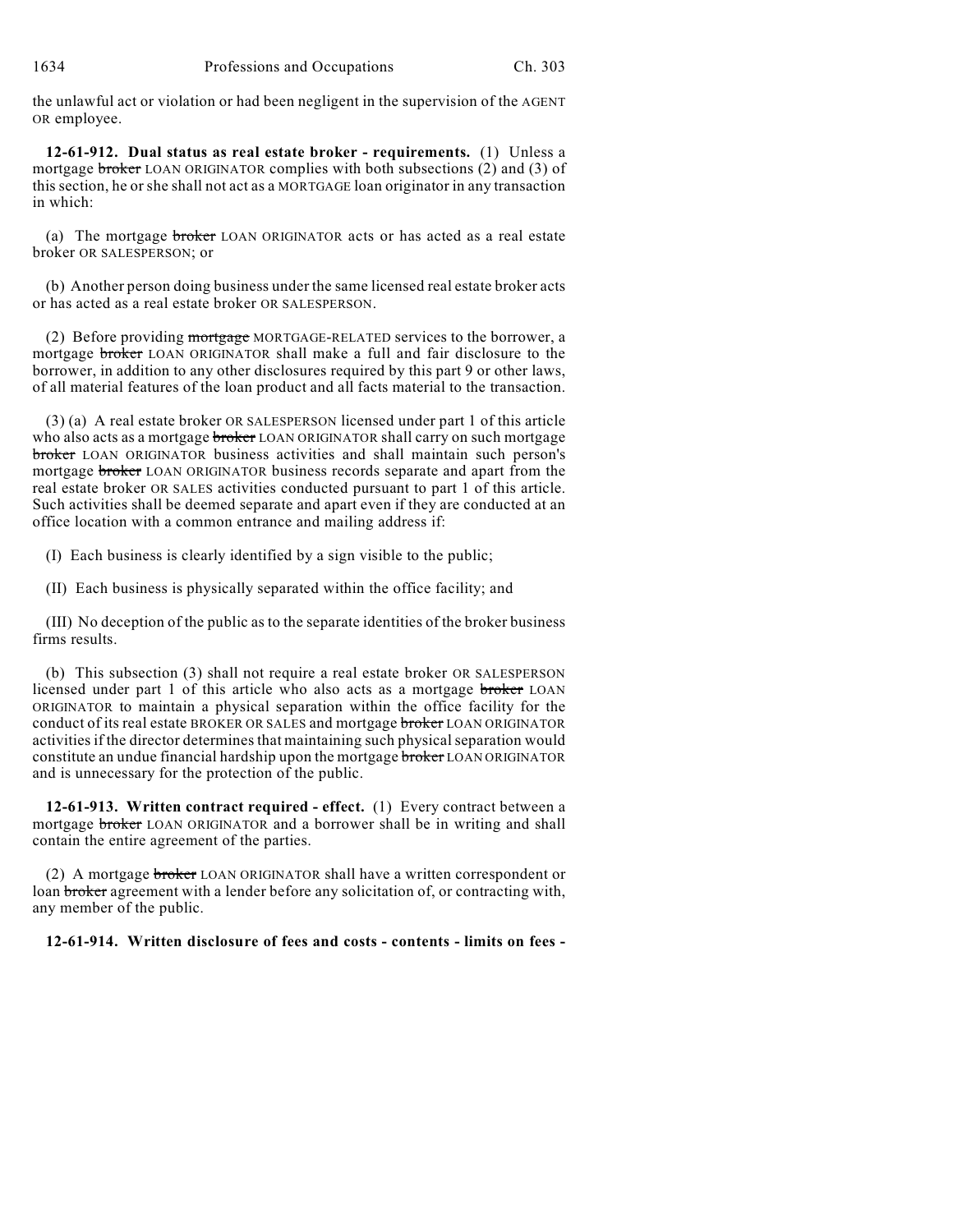the unlawful act or violation or had been negligent in the supervision of the AGENT OR employee.

**12-61-912. Dual status as real estate broker - requirements.** (1) Unless a mortgage ~~broker~~ LOAN ORIGINATOR complies with both subsections (2) and (3) of this section, he or she shall not act as a MORTGAGE loan originator in any transaction in which:

(a) The mortgage ~~broker~~ LOAN ORIGINATOR acts or has acted as a real estate broker OR SALESPERSON; or

(b) Another person doing business under the same licensed real estate broker acts or has acted as a real estate broker OR SALESPERSON.

(2) Before providing ~~mortgage~~ MORTGAGE-RELATED services to the borrower, a mortgage ~~broker~~ LOAN ORIGINATOR shall make a full and fair disclosure to the borrower, in addition to any other disclosures required by this part 9 or other laws, of all material features of the loan product and all facts material to the transaction.

(3) (a) A real estate broker OR SALESPERSON licensed under part 1 of this article who also acts as a mortgage ~~broker~~ LOAN ORIGINATOR shall carry on such mortgage ~~broker~~ LOAN ORIGINATOR business activities and shall maintain such person's mortgage ~~broker~~ LOAN ORIGINATOR business records separate and apart from the real estate broker OR SALES activities conducted pursuant to part 1 of this article. Such activities shall be deemed separate and apart even if they are conducted at an office location with a common entrance and mailing address if:

(I) Each business is clearly identified by a sign visible to the public;

(II) Each business is physically separated within the office facility; and

(III) No deception of the public as to the separate identities of the broker business firms results.

(b) This subsection (3) shall not require a real estate broker OR SALESPERSON licensed under part 1 of this article who also acts as a mortgage ~~broker~~ LOAN ORIGINATOR to maintain a physical separation within the office facility for the conduct of its real estate BROKER OR SALES and mortgage ~~broker~~ LOAN ORIGINATOR activities if the director determines that maintaining such physical separation would constitute an undue financial hardship upon the mortgage ~~broker~~ LOAN ORIGINATOR and is unnecessary for the protection of the public.

**12-61-913. Written contract required - effect.** (1) Every contract between a mortgage ~~broker~~ LOAN ORIGINATOR and a borrower shall be in writing and shall contain the entire agreement of the parties.

(2) A mortgage ~~broker~~ LOAN ORIGINATOR shall have a written correspondent or loan ~~broker~~ agreement with a lender before any solicitation of, or contracting with, any member of the public.

**12-61-914. Written disclosure of fees and costs - contents - limits on fees -**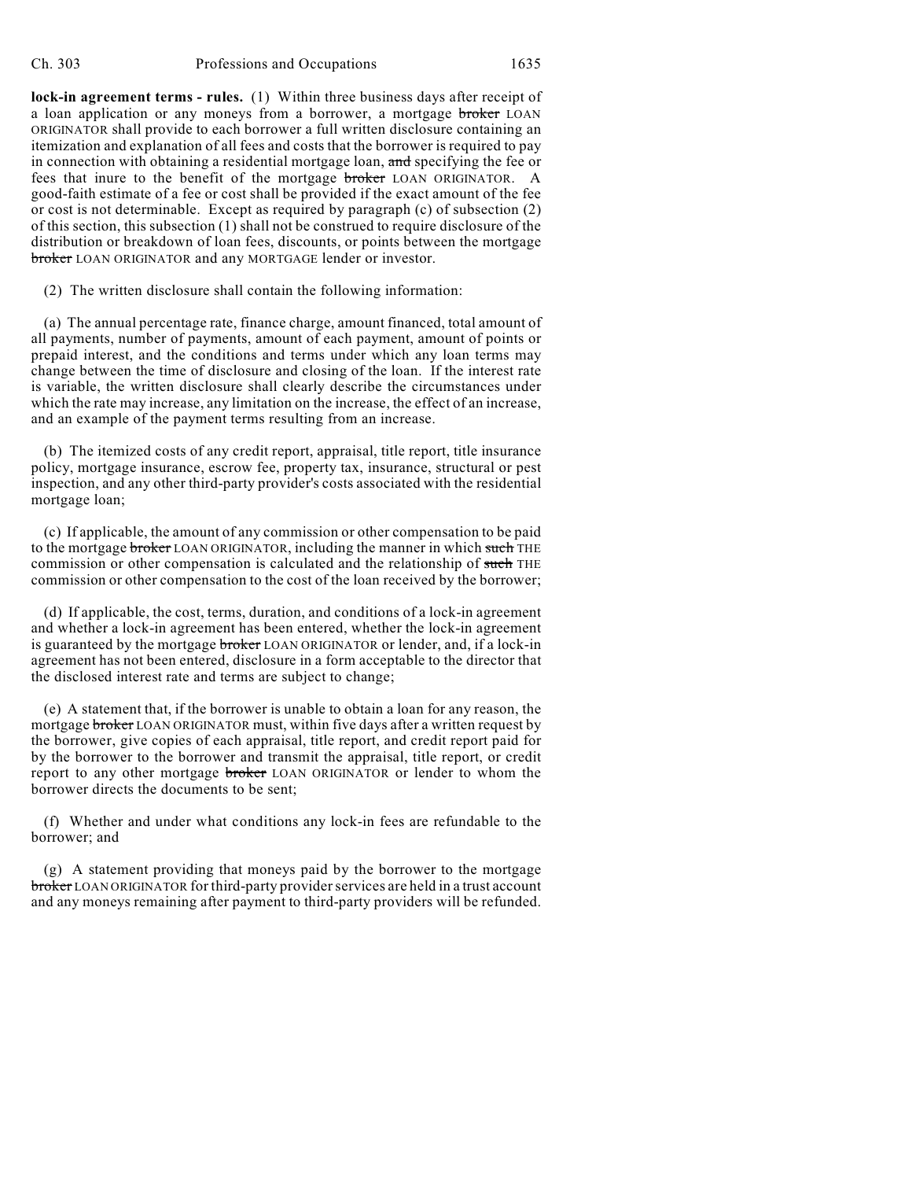**lock-in agreement terms - rules.** (1) Within three business days after receipt of a loan application or any moneys from a borrower, a mortgage ~~broker~~ LOAN ORIGINATOR shall provide to each borrower a full written disclosure containing an itemization and explanation of all fees and costs that the borrower is required to pay in connection with obtaining a residential mortgage loan, ~~and~~ specifying the fee or fees that inure to the benefit of the mortgage ~~broker~~ LOAN ORIGINATOR. A good-faith estimate of a fee or cost shall be provided if the exact amount of the fee or cost is not determinable. Except as required by paragraph (c) of subsection (2) of this section, this subsection (1) shall not be construed to require disclosure of the distribution or breakdown of loan fees, discounts, or points between the mortgage ~~broker~~ LOAN ORIGINATOR and any MORTGAGE lender or investor.

(2) The written disclosure shall contain the following information:

(a) The annual percentage rate, finance charge, amount financed, total amount of all payments, number of payments, amount of each payment, amount of points or prepaid interest, and the conditions and terms under which any loan terms may change between the time of disclosure and closing of the loan. If the interest rate is variable, the written disclosure shall clearly describe the circumstances under which the rate may increase, any limitation on the increase, the effect of an increase, and an example of the payment terms resulting from an increase.

(b) The itemized costs of any credit report, appraisal, title report, title insurance policy, mortgage insurance, escrow fee, property tax, insurance, structural or pest inspection, and any other third-party provider's costs associated with the residential mortgage loan;

(c) If applicable, the amount of any commission or other compensation to be paid to the mortgage ~~broker~~ LOAN ORIGINATOR, including the manner in which ~~such~~ THE commission or other compensation is calculated and the relationship of ~~such~~ THE commission or other compensation to the cost of the loan received by the borrower;

(d) If applicable, the cost, terms, duration, and conditions of a lock-in agreement and whether a lock-in agreement has been entered, whether the lock-in agreement is guaranteed by the mortgage ~~broker~~ LOAN ORIGINATOR or lender, and, if a lock-in agreement has not been entered, disclosure in a form acceptable to the director that the disclosed interest rate and terms are subject to change;

(e) A statement that, if the borrower is unable to obtain a loan for any reason, the mortgage ~~broker~~ LOAN ORIGINATOR must, within five days after a written request by the borrower, give copies of each appraisal, title report, and credit report paid for by the borrower to the borrower and transmit the appraisal, title report, or credit report to any other mortgage ~~broker~~ LOAN ORIGINATOR or lender to whom the borrower directs the documents to be sent;

(f) Whether and under what conditions any lock-in fees are refundable to the borrower; and

(g) A statement providing that moneys paid by the borrower to the mortgage ~~broker~~ LOAN ORIGINATOR for third-party provider services are held in a trust account and any moneys remaining after payment to third-party providers will be refunded.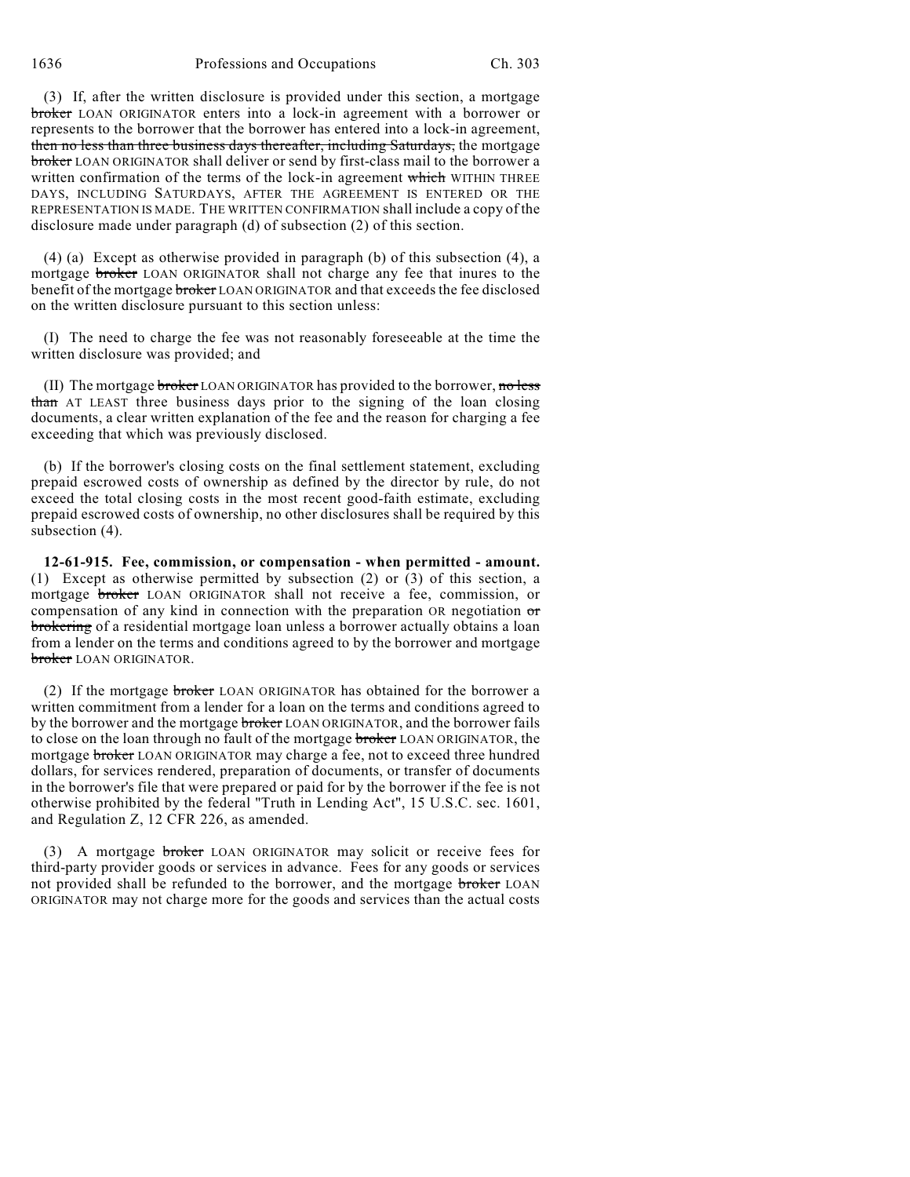(3) If, after the written disclosure is provided under this section, a mortgage ~~broker~~ LOAN ORIGINATOR enters into a lock-in agreement with a borrower or represents to the borrower that the borrower has entered into a lock-in agreement, ~~then no less than three business days thereafter, including Saturdays,~~ the mortgage ~~broker~~ LOAN ORIGINATOR shall deliver or send by first-class mail to the borrower a written confirmation of the terms of the lock-in agreement ~~which~~ WITHIN THREE DAYS, INCLUDING SATURDAYS, AFTER THE AGREEMENT IS ENTERED OR THE REPRESENTATION IS MADE. THE WRITTEN CONFIRMATION shall include a copy of the disclosure made under paragraph (d) of subsection (2) of this section.

(4) (a) Except as otherwise provided in paragraph (b) of this subsection (4), a mortgage ~~broker~~ LOAN ORIGINATOR shall not charge any fee that inures to the benefit of the mortgage ~~broker~~ LOAN ORIGINATOR and that exceeds the fee disclosed on the written disclosure pursuant to this section unless:

(I) The need to charge the fee was not reasonably foreseeable at the time the written disclosure was provided; and

(II) The mortgage ~~broker~~ LOAN ORIGINATOR has provided to the borrower, ~~no less than~~ AT LEAST three business days prior to the signing of the loan closing documents, a clear written explanation of the fee and the reason for charging a fee exceeding that which was previously disclosed.

(b) If the borrower's closing costs on the final settlement statement, excluding prepaid escrowed costs of ownership as defined by the director by rule, do not exceed the total closing costs in the most recent good-faith estimate, excluding prepaid escrowed costs of ownership, no other disclosures shall be required by this subsection (4).

**12-61-915. Fee, commission, or compensation - when permitted - amount.** (1) Except as otherwise permitted by subsection (2) or (3) of this section, a mortgage ~~broker~~ LOAN ORIGINATOR shall not receive a fee, commission, or compensation of any kind in connection with the preparation OR negotiation ~~or brokering~~ of a residential mortgage loan unless a borrower actually obtains a loan from a lender on the terms and conditions agreed to by the borrower and mortgage ~~broker~~ LOAN ORIGINATOR.

(2) If the mortgage ~~broker~~ LOAN ORIGINATOR has obtained for the borrower a written commitment from a lender for a loan on the terms and conditions agreed to by the borrower and the mortgage ~~broker~~ LOAN ORIGINATOR, and the borrower fails to close on the loan through no fault of the mortgage ~~broker~~ LOAN ORIGINATOR, the mortgage ~~broker~~ LOAN ORIGINATOR may charge a fee, not to exceed three hundred dollars, for services rendered, preparation of documents, or transfer of documents in the borrower's file that were prepared or paid for by the borrower if the fee is not otherwise prohibited by the federal "Truth in Lending Act", 15 U.S.C. sec. 1601, and Regulation Z, 12 CFR 226, as amended.

(3) A mortgage ~~broker~~ LOAN ORIGINATOR may solicit or receive fees for third-party provider goods or services in advance. Fees for any goods or services not provided shall be refunded to the borrower, and the mortgage ~~broker~~ LOAN ORIGINATOR may not charge more for the goods and services than the actual costs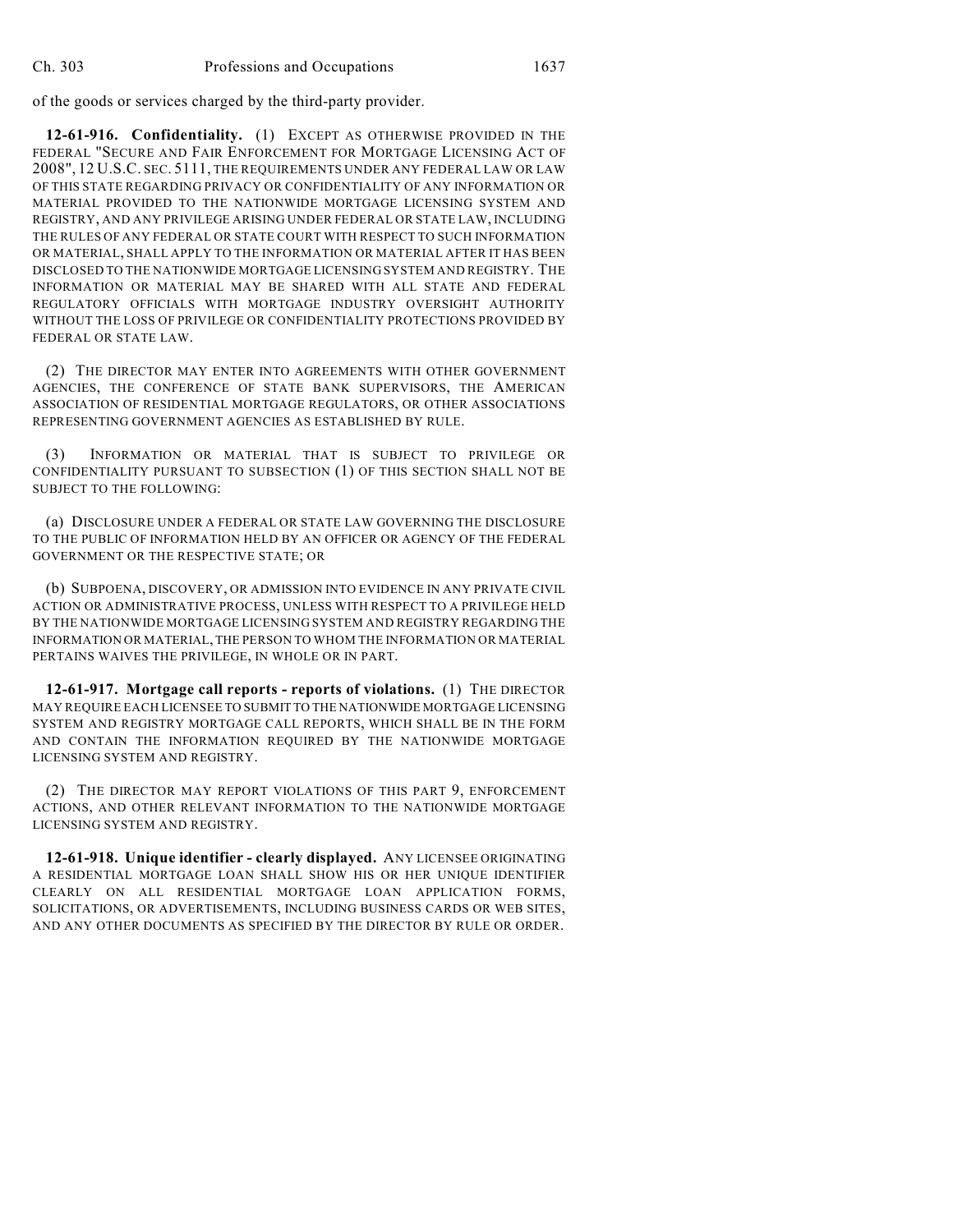of the goods or services charged by the third-party provider.

**12-61-916. Confidentiality.** (1) EXCEPT AS OTHERWISE PROVIDED IN THE FEDERAL "SECURE AND FAIR ENFORCEMENT FOR MORTGAGE LICENSING ACT OF 2008", 12 U.S.C. SEC. 5111, THE REQUIREMENTS UNDER ANY FEDERAL LAW OR LAW OF THIS STATE REGARDING PRIVACY OR CONFIDENTIALITY OF ANY INFORMATION OR MATERIAL PROVIDED TO THE NATIONWIDE MORTGAGE LICENSING SYSTEM AND REGISTRY, AND ANY PRIVILEGE ARISING UNDER FEDERAL OR STATE LAW, INCLUDING THE RULES OF ANY FEDERAL OR STATE COURT WITH RESPECT TO SUCH INFORMATION OR MATERIAL, SHALL APPLY TO THE INFORMATION OR MATERIAL AFTER IT HAS BEEN DISCLOSED TO THE NATIONWIDE MORTGAGE LICENSING SYSTEM AND REGISTRY. THE INFORMATION OR MATERIAL MAY BE SHARED WITH ALL STATE AND FEDERAL REGULATORY OFFICIALS WITH MORTGAGE INDUSTRY OVERSIGHT AUTHORITY WITHOUT THE LOSS OF PRIVILEGE OR CONFIDENTIALITY PROTECTIONS PROVIDED BY FEDERAL OR STATE LAW.

(2) THE DIRECTOR MAY ENTER INTO AGREEMENTS WITH OTHER GOVERNMENT AGENCIES, THE CONFERENCE OF STATE BANK SUPERVISORS, THE AMERICAN ASSOCIATION OF RESIDENTIAL MORTGAGE REGULATORS, OR OTHER ASSOCIATIONS REPRESENTING GOVERNMENT AGENCIES AS ESTABLISHED BY RULE.

(3) INFORMATION OR MATERIAL THAT IS SUBJECT TO PRIVILEGE OR CONFIDENTIALITY PURSUANT TO SUBSECTION (1) OF THIS SECTION SHALL NOT BE SUBJECT TO THE FOLLOWING:

(a) DISCLOSURE UNDER A FEDERAL OR STATE LAW GOVERNING THE DISCLOSURE TO THE PUBLIC OF INFORMATION HELD BY AN OFFICER OR AGENCY OF THE FEDERAL GOVERNMENT OR THE RESPECTIVE STATE; OR

(b) SUBPOENA, DISCOVERY, OR ADMISSION INTO EVIDENCE IN ANY PRIVATE CIVIL ACTION OR ADMINISTRATIVE PROCESS, UNLESS WITH RESPECT TO A PRIVILEGE HELD BY THE NATIONWIDE MORTGAGE LICENSING SYSTEM AND REGISTRY REGARDING THE INFORMATION OR MATERIAL, THE PERSON TO WHOM THE INFORMATION OR MATERIAL PERTAINS WAIVES THE PRIVILEGE, IN WHOLE OR IN PART.

**12-61-917. Mortgage call reports - reports of violations.** (1) THE DIRECTOR MAY REQUIRE EACH LICENSEE TO SUBMIT TO THE NATIONWIDE MORTGAGE LICENSING SYSTEM AND REGISTRY MORTGAGE CALL REPORTS, WHICH SHALL BE IN THE FORM AND CONTAIN THE INFORMATION REQUIRED BY THE NATIONWIDE MORTGAGE LICENSING SYSTEM AND REGISTRY.

(2) THE DIRECTOR MAY REPORT VIOLATIONS OF THIS PART 9, ENFORCEMENT ACTIONS, AND OTHER RELEVANT INFORMATION TO THE NATIONWIDE MORTGAGE LICENSING SYSTEM AND REGISTRY.

**12-61-918. Unique identifier - clearly displayed.** ANY LICENSEE ORIGINATING A RESIDENTIAL MORTGAGE LOAN SHALL SHOW HIS OR HER UNIQUE IDENTIFIER CLEARLY ON ALL RESIDENTIAL MORTGAGE LOAN APPLICATION FORMS, SOLICITATIONS, OR ADVERTISEMENTS, INCLUDING BUSINESS CARDS OR WEB SITES, AND ANY OTHER DOCUMENTS AS SPECIFIED BY THE DIRECTOR BY RULE OR ORDER.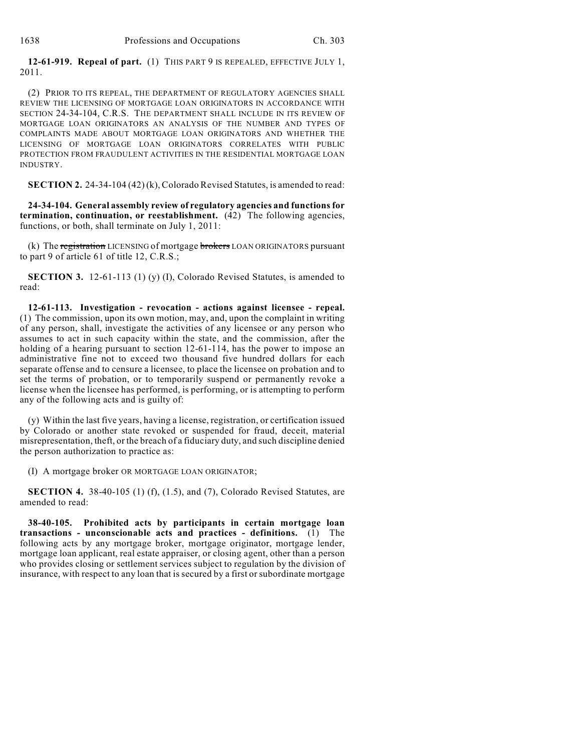**12-61-919. Repeal of part.** (1) THIS PART 9 IS REPEALED, EFFECTIVE JULY 1, 2011.

(2) PRIOR TO ITS REPEAL, THE DEPARTMENT OF REGULATORY AGENCIES SHALL REVIEW THE LICENSING OF MORTGAGE LOAN ORIGINATORS IN ACCORDANCE WITH SECTION 24-34-104, C.R.S. THE DEPARTMENT SHALL INCLUDE IN ITS REVIEW OF MORTGAGE LOAN ORIGINATORS AN ANALYSIS OF THE NUMBER AND TYPES OF COMPLAINTS MADE ABOUT MORTGAGE LOAN ORIGINATORS AND WHETHER THE LICENSING OF MORTGAGE LOAN ORIGINATORS CORRELATES WITH PUBLIC PROTECTION FROM FRAUDULENT ACTIVITIES IN THE RESIDENTIAL MORTGAGE LOAN INDUSTRY.

**SECTION 2.** 24-34-104 (42) (k), Colorado Revised Statutes, is amended to read:

**24-34-104. General assembly review of regulatory agencies and functions for termination, continuation, or reestablishment.** (42) The following agencies, functions, or both, shall terminate on July 1, 2011:

(k) The ~~registration~~ LICENSING of mortgage ~~brokers~~ LOAN ORIGINATORS pursuant to part 9 of article 61 of title 12, C.R.S.;

**SECTION 3.** 12-61-113 (1) (y) (I), Colorado Revised Statutes, is amended to read:

**12-61-113. Investigation - revocation - actions against licensee - repeal.** (1) The commission, upon its own motion, may, and, upon the complaint in writing of any person, shall, investigate the activities of any licensee or any person who assumes to act in such capacity within the state, and the commission, after the holding of a hearing pursuant to section 12-61-114, has the power to impose an administrative fine not to exceed two thousand five hundred dollars for each separate offense and to censure a licensee, to place the licensee on probation and to set the terms of probation, or to temporarily suspend or permanently revoke a license when the licensee has performed, is performing, or is attempting to perform any of the following acts and is guilty of:

(y) Within the last five years, having a license, registration, or certification issued by Colorado or another state revoked or suspended for fraud, deceit, material misrepresentation, theft, or the breach of a fiduciary duty, and such discipline denied the person authorization to practice as:

(I) A mortgage broker OR MORTGAGE LOAN ORIGINATOR;

**SECTION 4.** 38-40-105 (1) (f), (1.5), and (7), Colorado Revised Statutes, are amended to read:

**38-40-105. Prohibited acts by participants in certain mortgage loan transactions - unconscionable acts and practices - definitions.** (1) The following acts by any mortgage broker, mortgage originator, mortgage lender, mortgage loan applicant, real estate appraiser, or closing agent, other than a person who provides closing or settlement services subject to regulation by the division of insurance, with respect to any loan that is secured by a first or subordinate mortgage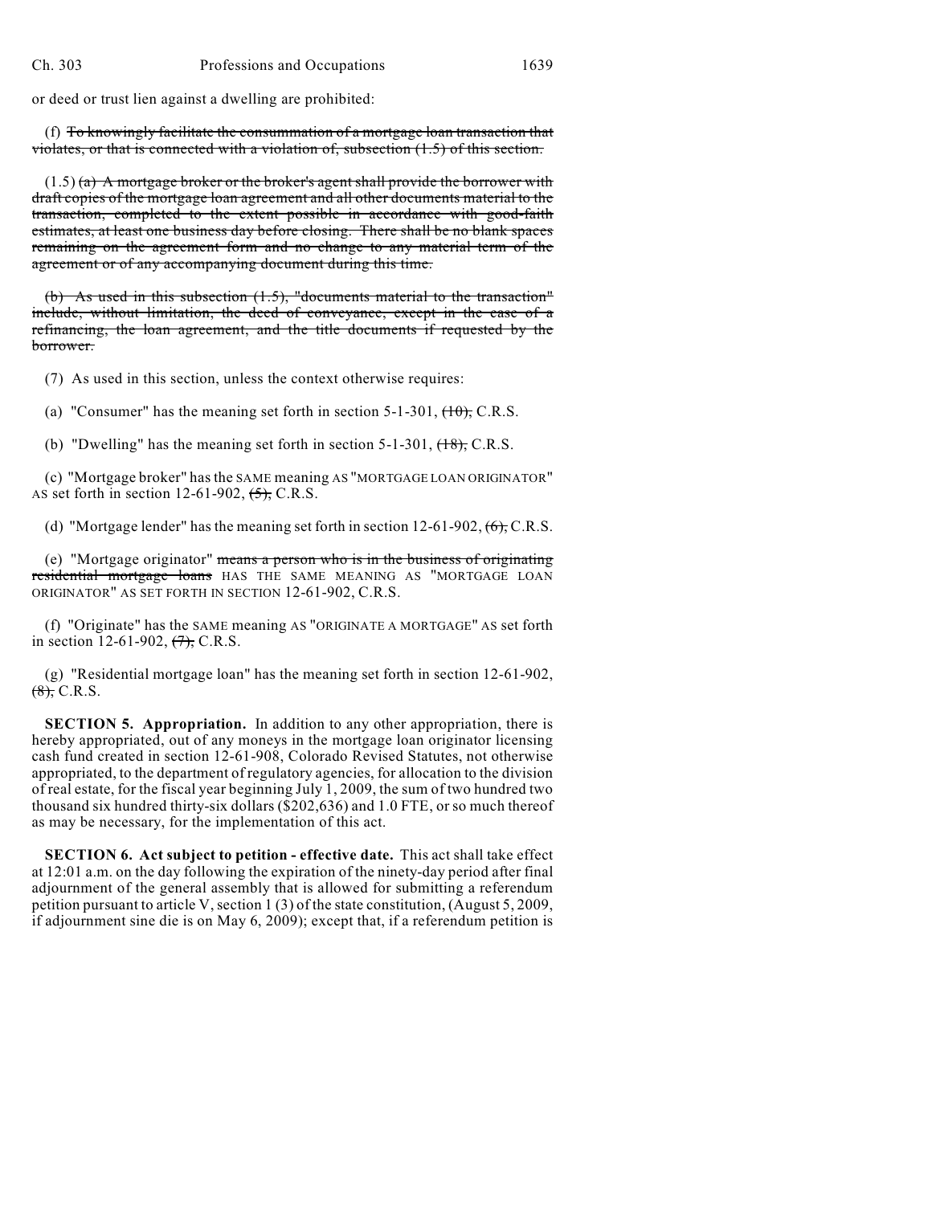or deed or trust lien against a dwelling are prohibited:

(f) ~~To knowingly facilitate the consummation of a mortgage loan transaction that violates, or that is connected with a violation of, subsection (1.5) of this section.~~

(1.5) ~~(a) A mortgage broker or the broker's agent shall provide the borrower with draft copies of the mortgage loan agreement and all other documents material to the transaction, completed to the extent possible in accordance with good-faith estimates, at least one business day before closing. There shall be no blank spaces remaining on the agreement form and no change to any material term of the agreement or of any accompanying document during this time.~~

~~(b) As used in this subsection (1.5), "documents material to the transaction" include, without limitation, the deed of conveyance, except in the case of a refinancing, the loan agreement, and the title documents if requested by the borrower.~~

(7) As used in this section, unless the context otherwise requires:

(a) "Consumer" has the meaning set forth in section 5-1-301, ~~(10),~~ C.R.S.

(b) "Dwelling" has the meaning set forth in section 5-1-301, ~~(18),~~ C.R.S.

(c) "Mortgage broker" has the SAME meaning AS "MORTGAGE LOAN ORIGINATOR" AS set forth in section 12-61-902, ~~(5),~~ C.R.S.

(d) "Mortgage lender" has the meaning set forth in section 12-61-902, ~~(6),~~ C.R.S.

(e) "Mortgage originator" ~~means a person who is in the business of originating residential mortgage loans~~ HAS THE SAME MEANING AS "MORTGAGE LOAN ORIGINATOR" AS SET FORTH IN SECTION 12-61-902, C.R.S.

(f) "Originate" has the SAME meaning AS "ORIGINATE A MORTGAGE" AS set forth in section 12-61-902, ~~(7),~~ C.R.S.

(g) "Residential mortgage loan" has the meaning set forth in section 12-61-902, ~~(8),~~ C.R.S.

**SECTION 5. Appropriation.** In addition to any other appropriation, there is hereby appropriated, out of any moneys in the mortgage loan originator licensing cash fund created in section 12-61-908, Colorado Revised Statutes, not otherwise appropriated, to the department of regulatory agencies, for allocation to the division of real estate, for the fiscal year beginning July 1, 2009, the sum of two hundred two thousand six hundred thirty-six dollars ($202,636) and 1.0 FTE, or so much thereof as may be necessary, for the implementation of this act.

**SECTION 6. Act subject to petition - effective date.** This act shall take effect at 12:01 a.m. on the day following the expiration of the ninety-day period after final adjournment of the general assembly that is allowed for submitting a referendum petition pursuant to article V, section 1 (3) of the state constitution, (August 5, 2009, if adjournment sine die is on May 6, 2009); except that, if a referendum petition is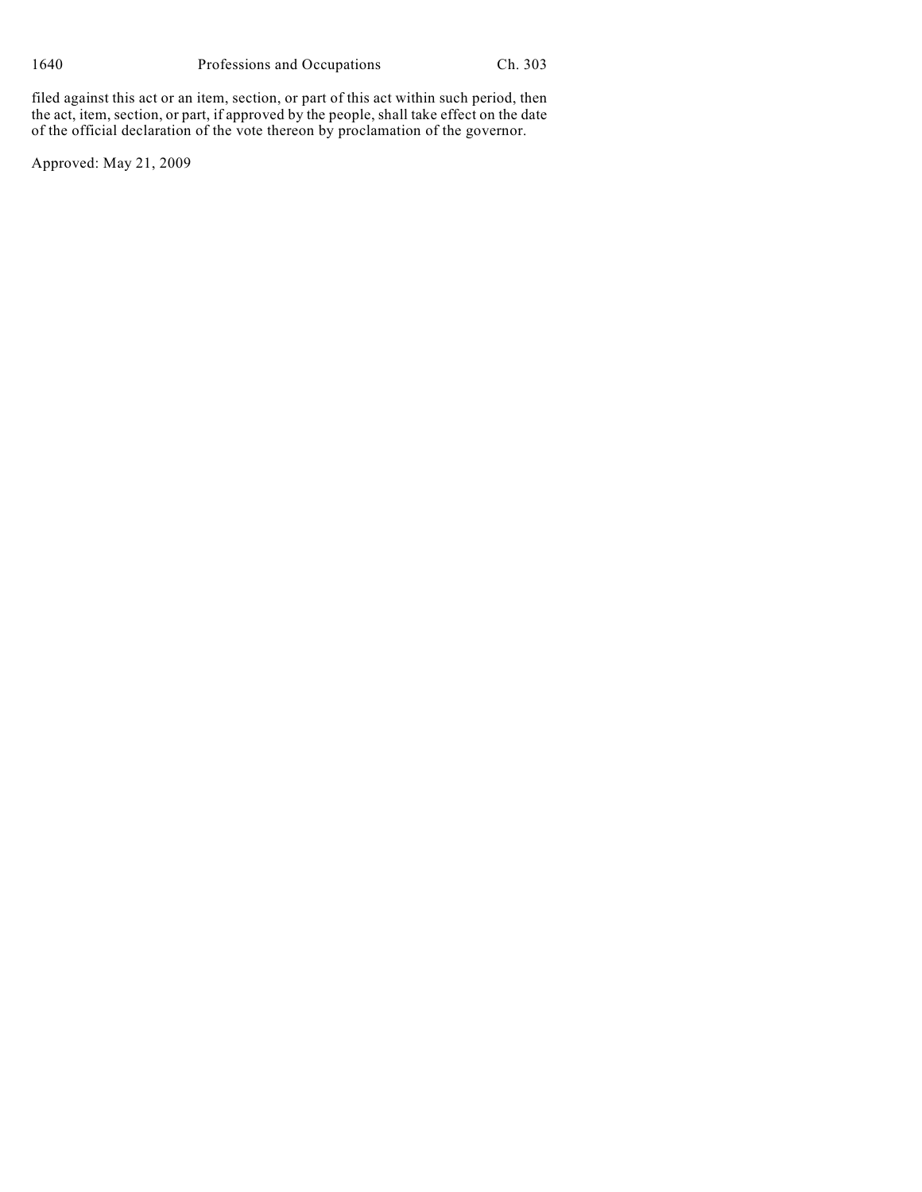filed against this act or an item, section, or part of this act within such period, then the act, item, section, or part, if approved by the people, shall take effect on the date of the official declaration of the vote thereon by proclamation of the governor.

Approved: May 21, 2009